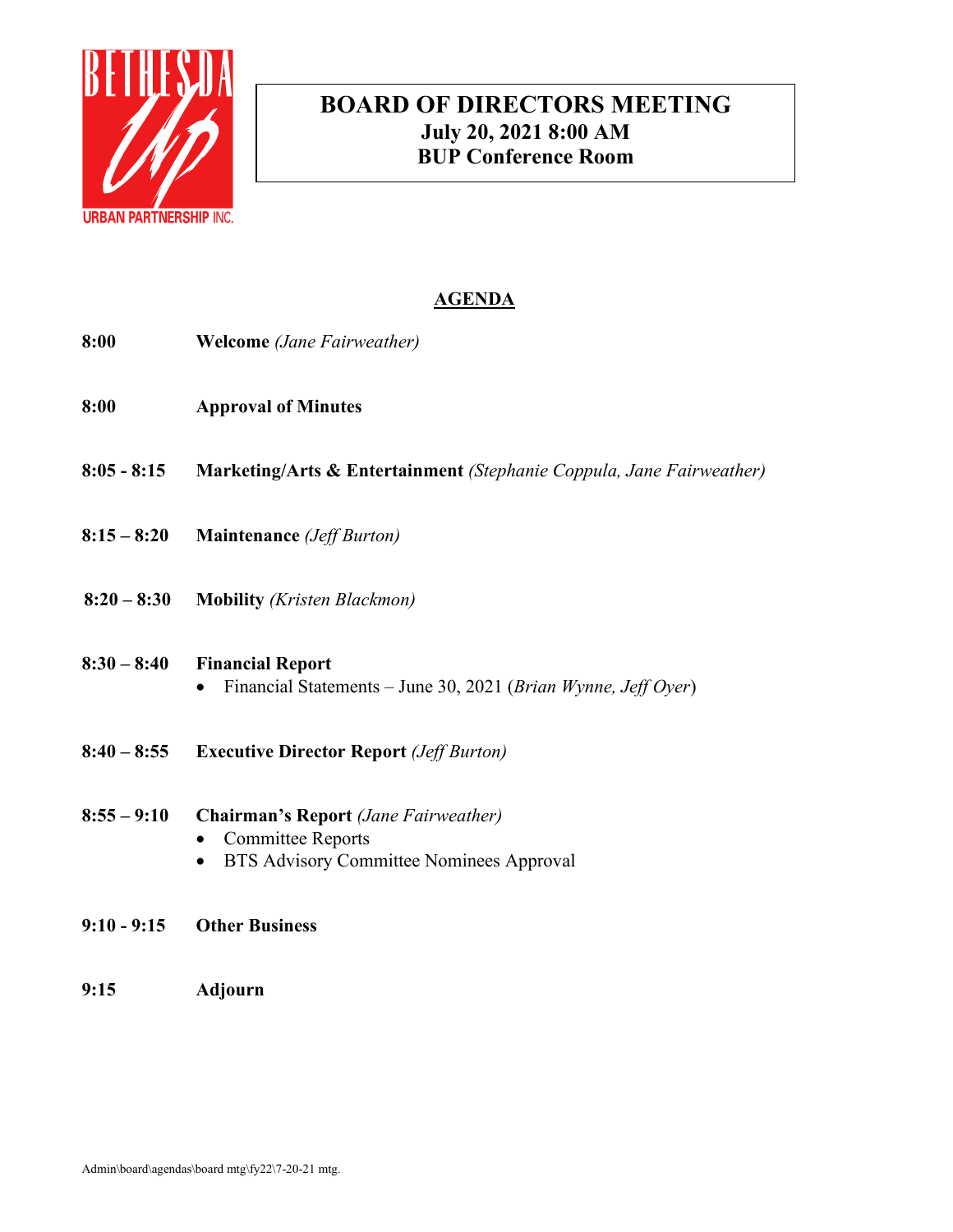BETHESDA Up URBAN PARTNERSHIP INC.

# BOARD OF DIRECTORS MEETING

**July 20, 2021 8:00 AM**

**BUP Conference Room**

## AGENDA

**8:00** **Welcome** *(Jane Fairweather)*

**8:00** **Approval of Minutes**

**8:05 - 8:15** **Marketing/Arts & Entertainment** *(Stephanie Coppula, Jane Fairweather)*

**8:15 – 8:20** **Maintenance** *(Jeff Burton)*

**8:20 – 8:30** **Mobility** *(Kristen Blackmon)*

**8:30 – 8:40** **Financial Report**

- Financial Statements – June 30, 2021 (*Brian Wynne, Jeff Oyer*)

**8:40 – 8:55** **Executive Director Report** *(Jeff Burton)*

**8:55 – 9:10** **Chairman's Report** *(Jane Fairweather)*

- Committee Reports
- BTS Advisory Committee Nominees Approval

**9:10 - 9:15** **Other Business**

**9:15** **Adjourn**

Admin\board\agendas\board mtg\fy22\7-20-21 mtg.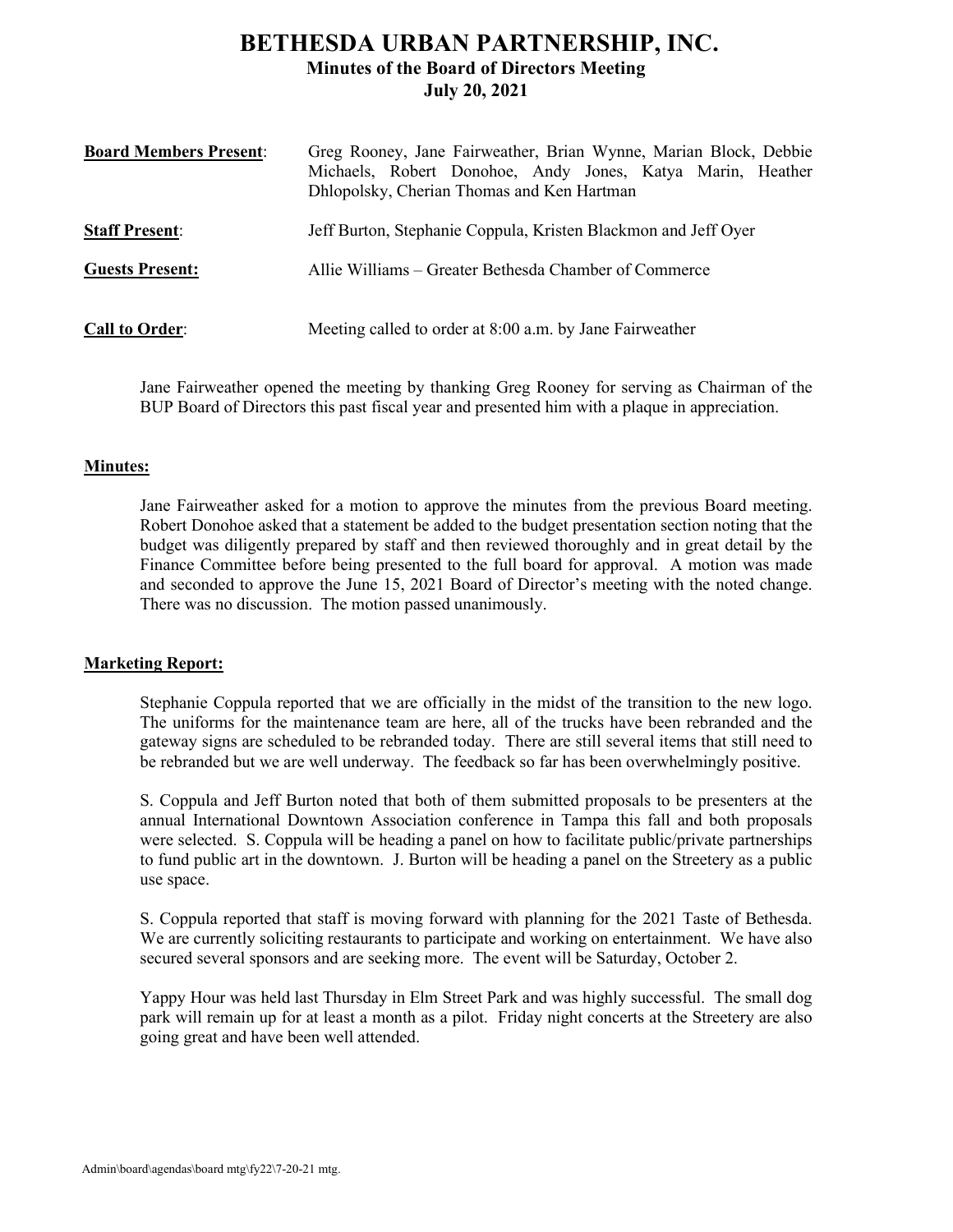# BETHESDA URBAN PARTNERSHIP, INC.

## Minutes of the Board of Directors Meeting

## July 20, 2021

**Board Members Present**: Greg Rooney, Jane Fairweather, Brian Wynne, Marian Block, Debbie Michaels, Robert Donohoe, Andy Jones, Katya Marin, Heather Dhlopolsky, Cherian Thomas and Ken Hartman

**Staff Present**: Jeff Burton, Stephanie Coppula, Kristen Blackmon and Jeff Oyer

**Guests Present:** Allie Williams – Greater Bethesda Chamber of Commerce

**Call to Order**: Meeting called to order at 8:00 a.m. by Jane Fairweather

Jane Fairweather opened the meeting by thanking Greg Rooney for serving as Chairman of the BUP Board of Directors this past fiscal year and presented him with a plaque in appreciation.

**Minutes:**

Jane Fairweather asked for a motion to approve the minutes from the previous Board meeting. Robert Donohoe asked that a statement be added to the budget presentation section noting that the budget was diligently prepared by staff and then reviewed thoroughly and in great detail by the Finance Committee before being presented to the full board for approval. A motion was made and seconded to approve the June 15, 2021 Board of Director's meeting with the noted change. There was no discussion. The motion passed unanimously.

**Marketing Report:**

Stephanie Coppula reported that we are officially in the midst of the transition to the new logo. The uniforms for the maintenance team are here, all of the trucks have been rebranded and the gateway signs are scheduled to be rebranded today. There are still several items that still need to be rebranded but we are well underway. The feedback so far has been overwhelmingly positive.

S. Coppula and Jeff Burton noted that both of them submitted proposals to be presenters at the annual International Downtown Association conference in Tampa this fall and both proposals were selected. S. Coppula will be heading a panel on how to facilitate public/private partnerships to fund public art in the downtown. J. Burton will be heading a panel on the Streetery as a public use space.

S. Coppula reported that staff is moving forward with planning for the 2021 Taste of Bethesda. We are currently soliciting restaurants to participate and working on entertainment. We have also secured several sponsors and are seeking more. The event will be Saturday, October 2.

Yappy Hour was held last Thursday in Elm Street Park and was highly successful. The small dog park will remain up for at least a month as a pilot. Friday night concerts at the Streetery are also going great and have been well attended.

Admin\board\agendas\board mtg\fy22\7-20-21 mtg.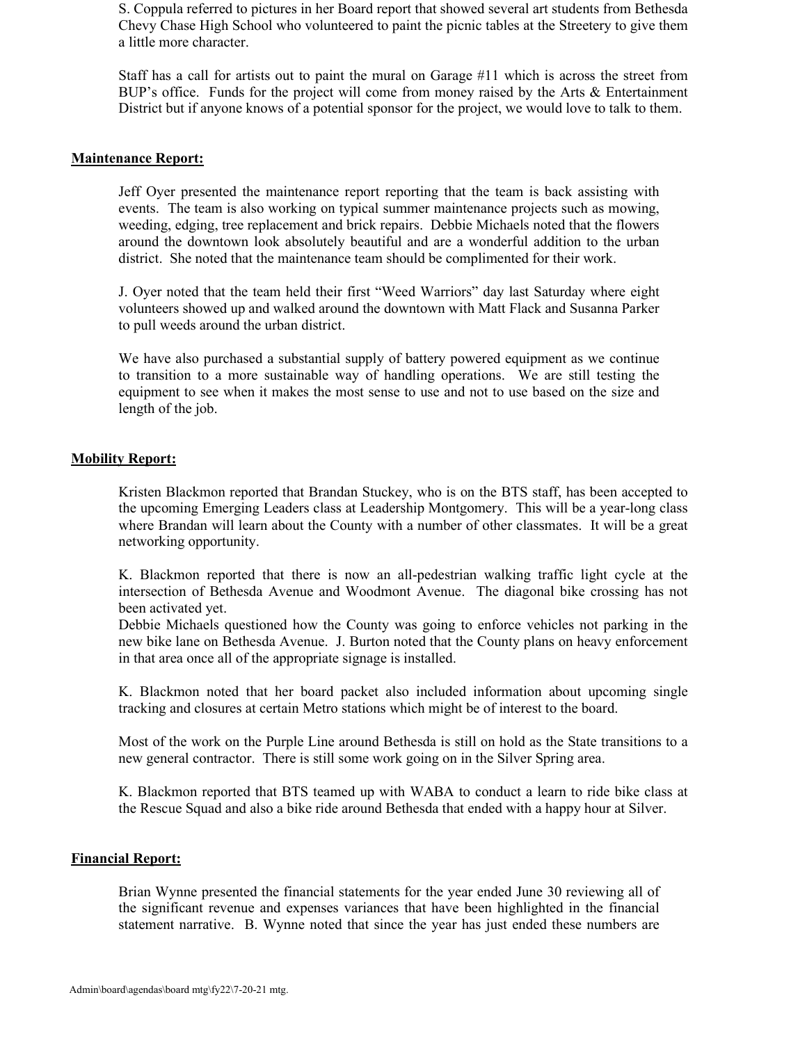S. Coppula referred to pictures in her Board report that showed several art students from Bethesda Chevy Chase High School who volunteered to paint the picnic tables at the Streetery to give them a little more character.

Staff has a call for artists out to paint the mural on Garage #11 which is across the street from BUP's office. Funds for the project will come from money raised by the Arts & Entertainment District but if anyone knows of a potential sponsor for the project, we would love to talk to them.

**Maintenance Report:**

Jeff Oyer presented the maintenance report reporting that the team is back assisting with events. The team is also working on typical summer maintenance projects such as mowing, weeding, edging, tree replacement and brick repairs. Debbie Michaels noted that the flowers around the downtown look absolutely beautiful and are a wonderful addition to the urban district. She noted that the maintenance team should be complimented for their work.

J. Oyer noted that the team held their first "Weed Warriors" day last Saturday where eight volunteers showed up and walked around the downtown with Matt Flack and Susanna Parker to pull weeds around the urban district.

We have also purchased a substantial supply of battery powered equipment as we continue to transition to a more sustainable way of handling operations. We are still testing the equipment to see when it makes the most sense to use and not to use based on the size and length of the job.

**Mobility Report:**

Kristen Blackmon reported that Brandan Stuckey, who is on the BTS staff, has been accepted to the upcoming Emerging Leaders class at Leadership Montgomery. This will be a year-long class where Brandan will learn about the County with a number of other classmates. It will be a great networking opportunity.

K. Blackmon reported that there is now an all-pedestrian walking traffic light cycle at the intersection of Bethesda Avenue and Woodmont Avenue. The diagonal bike crossing has not been activated yet.
Debbie Michaels questioned how the County was going to enforce vehicles not parking in the new bike lane on Bethesda Avenue. J. Burton noted that the County plans on heavy enforcement in that area once all of the appropriate signage is installed.

K. Blackmon noted that her board packet also included information about upcoming single tracking and closures at certain Metro stations which might be of interest to the board.

Most of the work on the Purple Line around Bethesda is still on hold as the State transitions to a new general contractor. There is still some work going on in the Silver Spring area.

K. Blackmon reported that BTS teamed up with WABA to conduct a learn to ride bike class at the Rescue Squad and also a bike ride around Bethesda that ended with a happy hour at Silver.

**Financial Report:**

Brian Wynne presented the financial statements for the year ended June 30 reviewing all of the significant revenue and expenses variances that have been highlighted in the financial statement narrative. B. Wynne noted that since the year has just ended these numbers are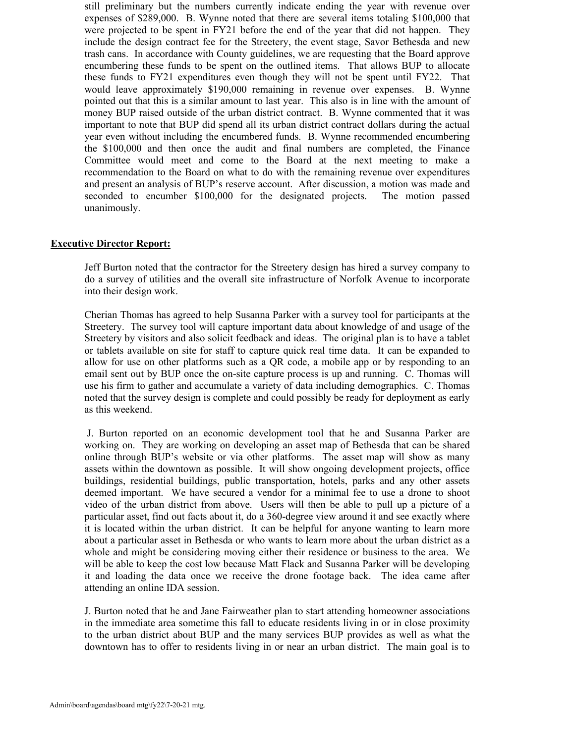still preliminary but the numbers currently indicate ending the year with revenue over expenses of $289,000. B. Wynne noted that there are several items totaling $100,000 that were projected to be spent in FY21 before the end of the year that did not happen. They include the design contract fee for the Streetery, the event stage, Savor Bethesda and new trash cans. In accordance with County guidelines, we are requesting that the Board approve encumbering these funds to be spent on the outlined items. That allows BUP to allocate these funds to FY21 expenditures even though they will not be spent until FY22. That would leave approximately $190,000 remaining in revenue over expenses. B. Wynne pointed out that this is a similar amount to last year. This also is in line with the amount of money BUP raised outside of the urban district contract. B. Wynne commented that it was important to note that BUP did spend all its urban district contract dollars during the actual year even without including the encumbered funds. B. Wynne recommended encumbering the $100,000 and then once the audit and final numbers are completed, the Finance Committee would meet and come to the Board at the next meeting to make a recommendation to the Board on what to do with the remaining revenue over expenditures and present an analysis of BUP's reserve account. After discussion, a motion was made and seconded to encumber $100,000 for the designated projects. The motion passed unanimously.

**Executive Director Report:**

Jeff Burton noted that the contractor for the Streetery design has hired a survey company to do a survey of utilities and the overall site infrastructure of Norfolk Avenue to incorporate into their design work.

Cherian Thomas has agreed to help Susanna Parker with a survey tool for participants at the Streetery. The survey tool will capture important data about knowledge of and usage of the Streetery by visitors and also solicit feedback and ideas. The original plan is to have a tablet or tablets available on site for staff to capture quick real time data. It can be expanded to allow for use on other platforms such as a QR code, a mobile app or by responding to an email sent out by BUP once the on-site capture process is up and running. C. Thomas will use his firm to gather and accumulate a variety of data including demographics. C. Thomas noted that the survey design is complete and could possibly be ready for deployment as early as this weekend.

J. Burton reported on an economic development tool that he and Susanna Parker are working on. They are working on developing an asset map of Bethesda that can be shared online through BUP's website or via other platforms. The asset map will show as many assets within the downtown as possible. It will show ongoing development projects, office buildings, residential buildings, public transportation, hotels, parks and any other assets deemed important. We have secured a vendor for a minimal fee to use a drone to shoot video of the urban district from above. Users will then be able to pull up a picture of a particular asset, find out facts about it, do a 360-degree view around it and see exactly where it is located within the urban district. It can be helpful for anyone wanting to learn more about a particular asset in Bethesda or who wants to learn more about the urban district as a whole and might be considering moving either their residence or business to the area. We will be able to keep the cost low because Matt Flack and Susanna Parker will be developing it and loading the data once we receive the drone footage back. The idea came after attending an online IDA session.

J. Burton noted that he and Jane Fairweather plan to start attending homeowner associations in the immediate area sometime this fall to educate residents living in or in close proximity to the urban district about BUP and the many services BUP provides as well as what the downtown has to offer to residents living in or near an urban district. The main goal is to

Admin\board\agendas\board mtg\fy22\7-20-21 mtg.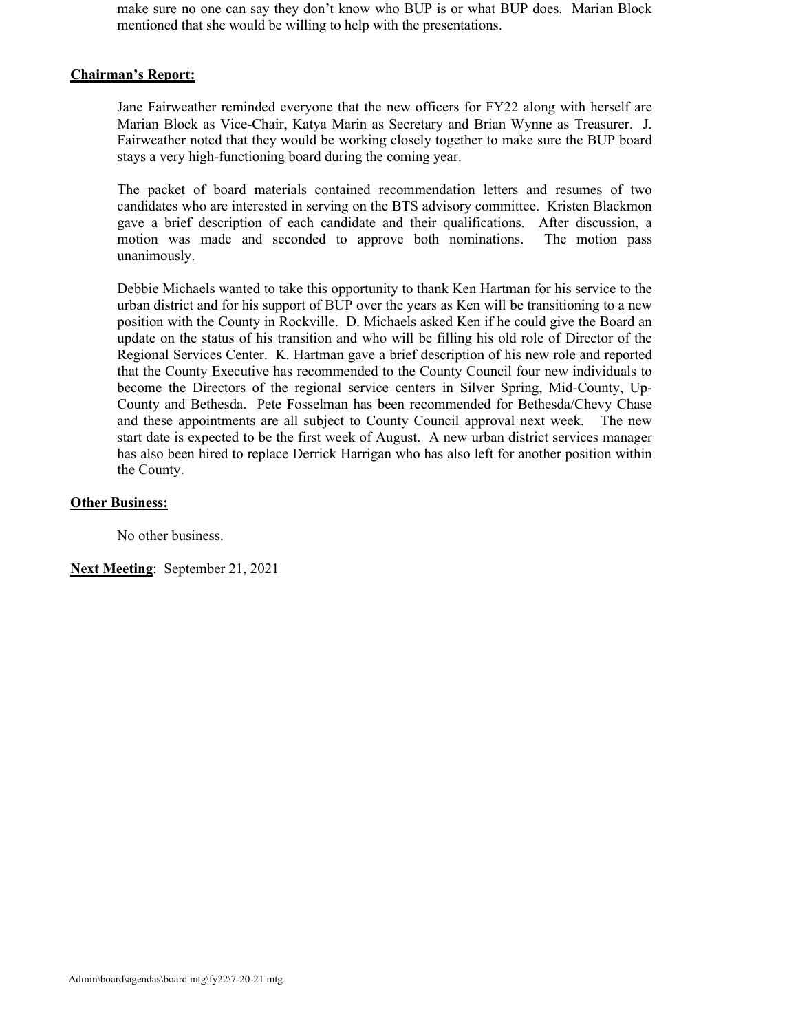make sure no one can say they don't know who BUP is or what BUP does. Marian Block mentioned that she would be willing to help with the presentations.

**Chairman's Report:**

Jane Fairweather reminded everyone that the new officers for FY22 along with herself are Marian Block as Vice-Chair, Katya Marin as Secretary and Brian Wynne as Treasurer. J. Fairweather noted that they would be working closely together to make sure the BUP board stays a very high-functioning board during the coming year.

The packet of board materials contained recommendation letters and resumes of two candidates who are interested in serving on the BTS advisory committee. Kristen Blackmon gave a brief description of each candidate and their qualifications. After discussion, a motion was made and seconded to approve both nominations. The motion pass unanimously.

Debbie Michaels wanted to take this opportunity to thank Ken Hartman for his service to the urban district and for his support of BUP over the years as Ken will be transitioning to a new position with the County in Rockville. D. Michaels asked Ken if he could give the Board an update on the status of his transition and who will be filling his old role of Director of the Regional Services Center. K. Hartman gave a brief description of his new role and reported that the County Executive has recommended to the County Council four new individuals to become the Directors of the regional service centers in Silver Spring, Mid-County, Up-County and Bethesda. Pete Fosselman has been recommended for Bethesda/Chevy Chase and these appointments are all subject to County Council approval next week. The new start date is expected to be the first week of August. A new urban district services manager has also been hired to replace Derrick Harrigan who has also left for another position within the County.

**Other Business:**

No other business.

**Next Meeting**: September 21, 2021

Admin\board\agendas\board mtg\fy22\7-20-21 mtg.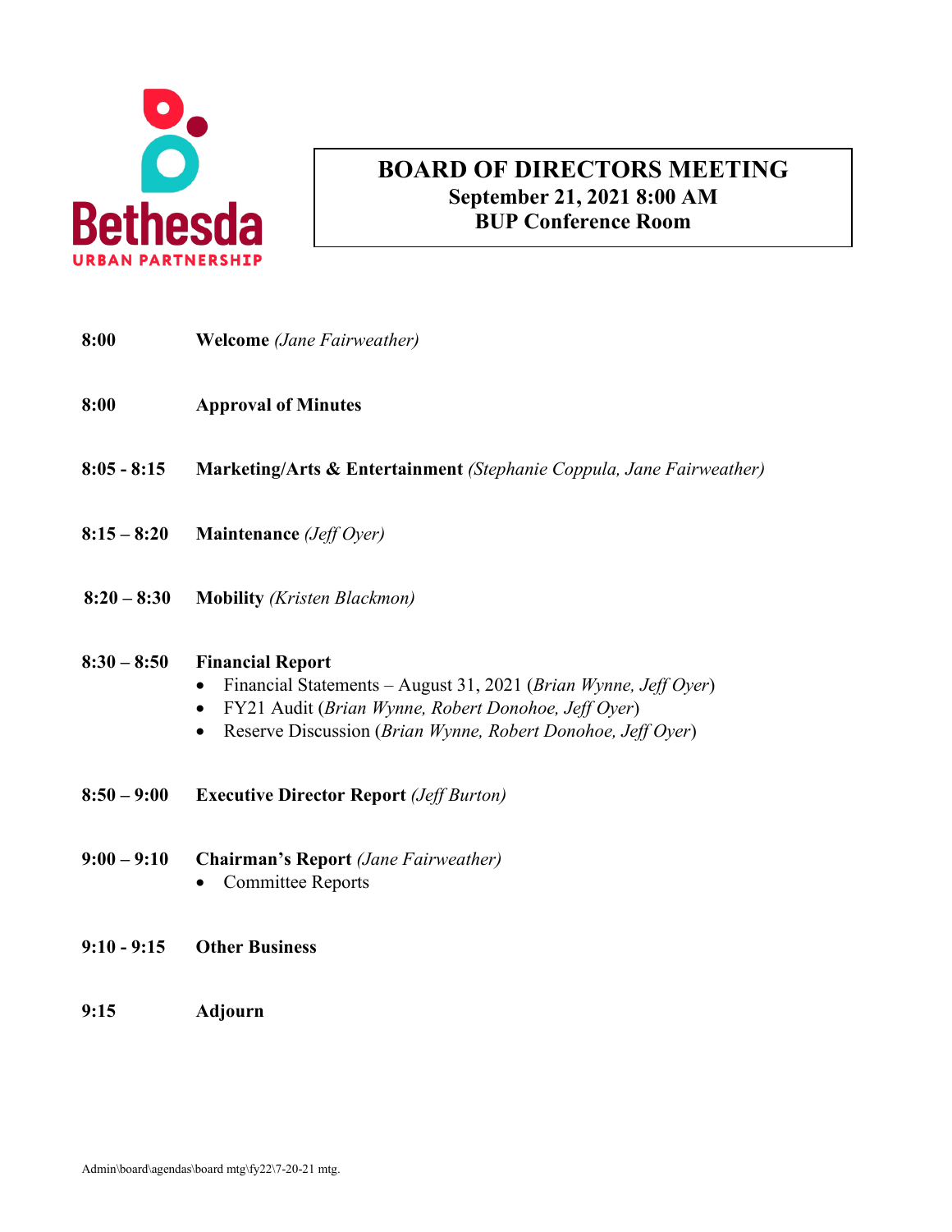Bethesda URBAN PARTNERSHIP

# BOARD OF DIRECTORS MEETING
**September 21, 2021 8:00 AM**
**BUP Conference Room**

**8:00** **Welcome** *(Jane Fairweather)*

**8:00** **Approval of Minutes**

**8:05 - 8:15** **Marketing/Arts & Entertainment** *(Stephanie Coppula, Jane Fairweather)*

**8:15 – 8:20** **Maintenance** *(Jeff Oyer)*

**8:20 – 8:30** **Mobility** *(Kristen Blackmon)*

**8:30 – 8:50** **Financial Report**
- Financial Statements – August 31, 2021 (*Brian Wynne, Jeff Oyer*)
- FY21 Audit (*Brian Wynne, Robert Donohoe, Jeff Oyer*)
- Reserve Discussion (*Brian Wynne, Robert Donohoe, Jeff Oyer*)

**8:50 – 9:00** **Executive Director Report** *(Jeff Burton)*

**9:00 – 9:10** **Chairman's Report** *(Jane Fairweather)*
- Committee Reports

**9:10 - 9:15** **Other Business**

**9:15** **Adjourn**

Admin\board\agendas\board mtg\fy22\7-20-21 mtg.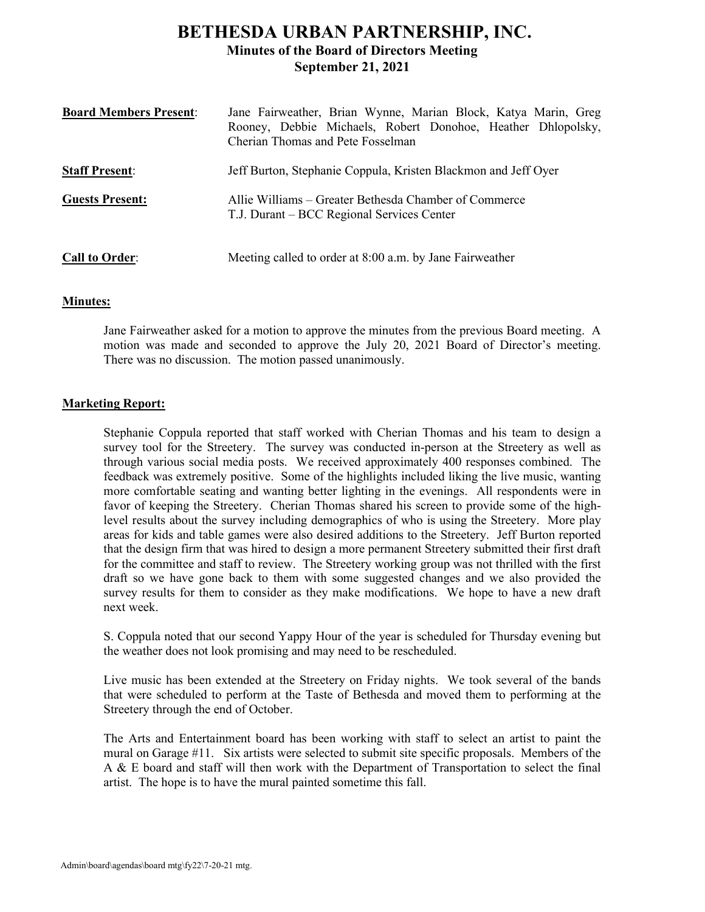# BETHESDA URBAN PARTNERSHIP, INC.

## Minutes of the Board of Directors Meeting

## September 21, 2021

**Board Members Present**: Jane Fairweather, Brian Wynne, Marian Block, Katya Marin, Greg Rooney, Debbie Michaels, Robert Donohoe, Heather Dhlopolsky, Cherian Thomas and Pete Fosselman

**Staff Present**: Jeff Burton, Stephanie Coppula, Kristen Blackmon and Jeff Oyer

**Guests Present:** Allie Williams – Greater Bethesda Chamber of Commerce
T.J. Durant – BCC Regional Services Center

**Call to Order**: Meeting called to order at 8:00 a.m. by Jane Fairweather

**Minutes:**

Jane Fairweather asked for a motion to approve the minutes from the previous Board meeting. A motion was made and seconded to approve the July 20, 2021 Board of Director's meeting. There was no discussion. The motion passed unanimously.

**Marketing Report:**

Stephanie Coppula reported that staff worked with Cherian Thomas and his team to design a survey tool for the Streetery. The survey was conducted in-person at the Streetery as well as through various social media posts. We received approximately 400 responses combined. The feedback was extremely positive. Some of the highlights included liking the live music, wanting more comfortable seating and wanting better lighting in the evenings. All respondents were in favor of keeping the Streetery. Cherian Thomas shared his screen to provide some of the high-level results about the survey including demographics of who is using the Streetery. More play areas for kids and table games were also desired additions to the Streetery. Jeff Burton reported that the design firm that was hired to design a more permanent Streetery submitted their first draft for the committee and staff to review. The Streetery working group was not thrilled with the first draft so we have gone back to them with some suggested changes and we also provided the survey results for them to consider as they make modifications. We hope to have a new draft next week.

S. Coppula noted that our second Yappy Hour of the year is scheduled for Thursday evening but the weather does not look promising and may need to be rescheduled.

Live music has been extended at the Streetery on Friday nights. We took several of the bands that were scheduled to perform at the Taste of Bethesda and moved them to performing at the Streetery through the end of October.

The Arts and Entertainment board has been working with staff to select an artist to paint the mural on Garage #11. Six artists were selected to submit site specific proposals. Members of the A & E board and staff will then work with the Department of Transportation to select the final artist. The hope is to have the mural painted sometime this fall.

Admin\board\agendas\board mtg\fy22\7-20-21 mtg.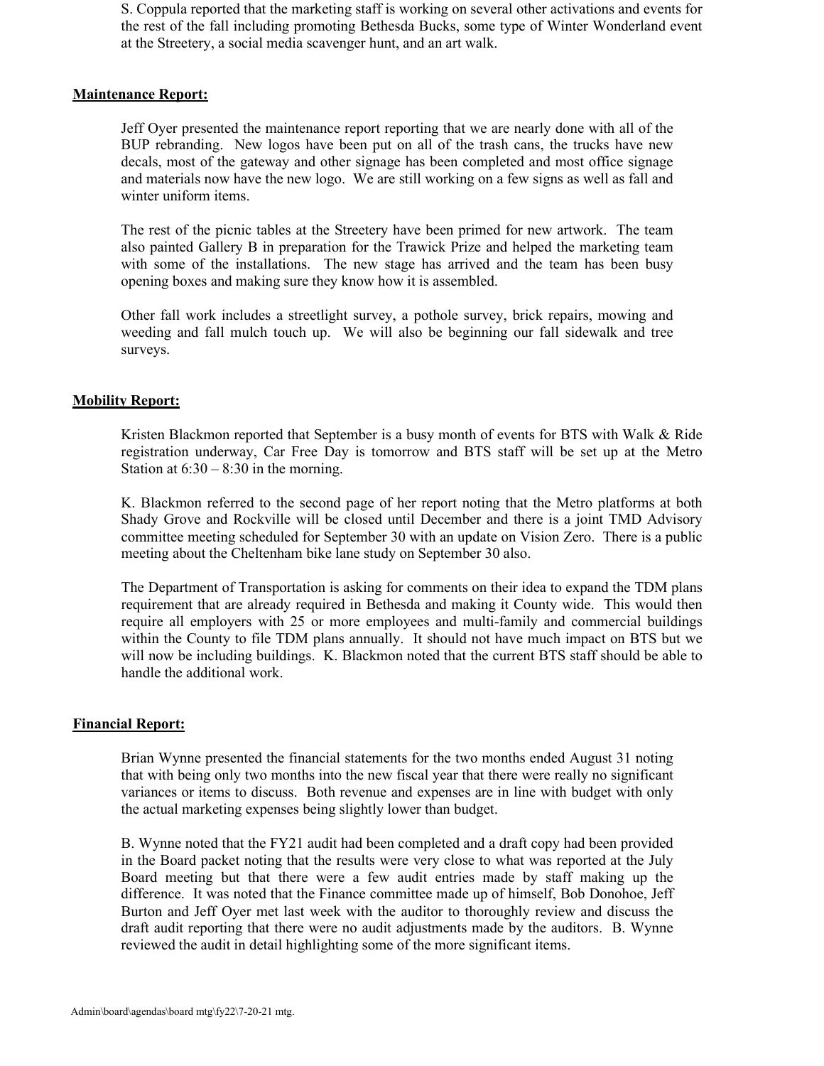S. Coppula reported that the marketing staff is working on several other activations and events for the rest of the fall including promoting Bethesda Bucks, some type of Winter Wonderland event at the Streetery, a social media scavenger hunt, and an art walk.

**Maintenance Report:**

Jeff Oyer presented the maintenance report reporting that we are nearly done with all of the BUP rebranding. New logos have been put on all of the trash cans, the trucks have new decals, most of the gateway and other signage has been completed and most office signage and materials now have the new logo. We are still working on a few signs as well as fall and winter uniform items.

The rest of the picnic tables at the Streetery have been primed for new artwork. The team also painted Gallery B in preparation for the Trawick Prize and helped the marketing team with some of the installations. The new stage has arrived and the team has been busy opening boxes and making sure they know how it is assembled.

Other fall work includes a streetlight survey, a pothole survey, brick repairs, mowing and weeding and fall mulch touch up. We will also be beginning our fall sidewalk and tree surveys.

**Mobility Report:**

Kristen Blackmon reported that September is a busy month of events for BTS with Walk & Ride registration underway, Car Free Day is tomorrow and BTS staff will be set up at the Metro Station at 6:30 – 8:30 in the morning.

K. Blackmon referred to the second page of her report noting that the Metro platforms at both Shady Grove and Rockville will be closed until December and there is a joint TMD Advisory committee meeting scheduled for September 30 with an update on Vision Zero. There is a public meeting about the Cheltenham bike lane study on September 30 also.

The Department of Transportation is asking for comments on their idea to expand the TDM plans requirement that are already required in Bethesda and making it County wide. This would then require all employers with 25 or more employees and multi-family and commercial buildings within the County to file TDM plans annually. It should not have much impact on BTS but we will now be including buildings. K. Blackmon noted that the current BTS staff should be able to handle the additional work.

**Financial Report:**

Brian Wynne presented the financial statements for the two months ended August 31 noting that with being only two months into the new fiscal year that there were really no significant variances or items to discuss. Both revenue and expenses are in line with budget with only the actual marketing expenses being slightly lower than budget.

B. Wynne noted that the FY21 audit had been completed and a draft copy had been provided in the Board packet noting that the results were very close to what was reported at the July Board meeting but that there were a few audit entries made by staff making up the difference. It was noted that the Finance committee made up of himself, Bob Donohoe, Jeff Burton and Jeff Oyer met last week with the auditor to thoroughly review and discuss the draft audit reporting that there were no audit adjustments made by the auditors. B. Wynne reviewed the audit in detail highlighting some of the more significant items.

Admin\board\agendas\board mtg\fy22\7-20-21 mtg.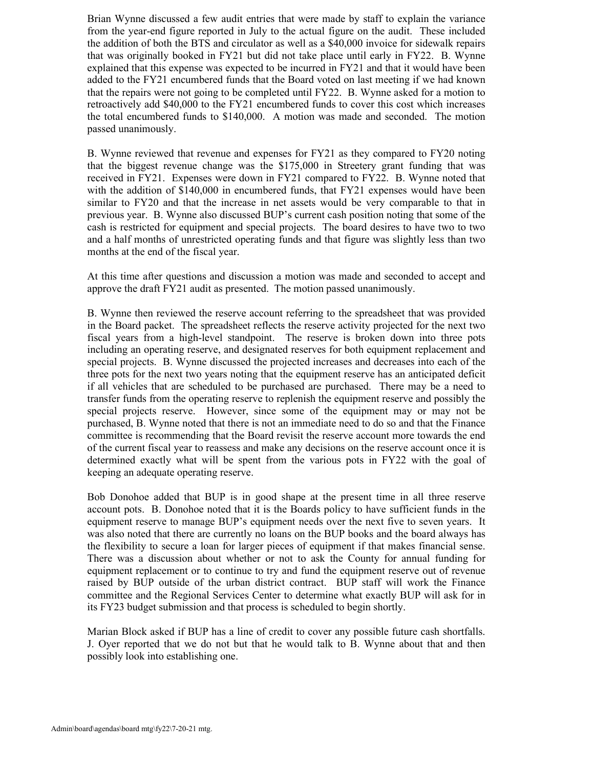Brian Wynne discussed a few audit entries that were made by staff to explain the variance from the year-end figure reported in July to the actual figure on the audit. These included the addition of both the BTS and circulator as well as a $40,000 invoice for sidewalk repairs that was originally booked in FY21 but did not take place until early in FY22. B. Wynne explained that this expense was expected to be incurred in FY21 and that it would have been added to the FY21 encumbered funds that the Board voted on last meeting if we had known that the repairs were not going to be completed until FY22. B. Wynne asked for a motion to retroactively add $40,000 to the FY21 encumbered funds to cover this cost which increases the total encumbered funds to $140,000. A motion was made and seconded. The motion passed unanimously.

B. Wynne reviewed that revenue and expenses for FY21 as they compared to FY20 noting that the biggest revenue change was the $175,000 in Streetery grant funding that was received in FY21. Expenses were down in FY21 compared to FY22. B. Wynne noted that with the addition of $140,000 in encumbered funds, that FY21 expenses would have been similar to FY20 and that the increase in net assets would be very comparable to that in previous year. B. Wynne also discussed BUP's current cash position noting that some of the cash is restricted for equipment and special projects. The board desires to have two to two and a half months of unrestricted operating funds and that figure was slightly less than two months at the end of the fiscal year.

At this time after questions and discussion a motion was made and seconded to accept and approve the draft FY21 audit as presented. The motion passed unanimously.

B. Wynne then reviewed the reserve account referring to the spreadsheet that was provided in the Board packet. The spreadsheet reflects the reserve activity projected for the next two fiscal years from a high-level standpoint. The reserve is broken down into three pots including an operating reserve, and designated reserves for both equipment replacement and special projects. B. Wynne discussed the projected increases and decreases into each of the three pots for the next two years noting that the equipment reserve has an anticipated deficit if all vehicles that are scheduled to be purchased are purchased. There may be a need to transfer funds from the operating reserve to replenish the equipment reserve and possibly the special projects reserve. However, since some of the equipment may or may not be purchased, B. Wynne noted that there is not an immediate need to do so and that the Finance committee is recommending that the Board revisit the reserve account more towards the end of the current fiscal year to reassess and make any decisions on the reserve account once it is determined exactly what will be spent from the various pots in FY22 with the goal of keeping an adequate operating reserve.

Bob Donohoe added that BUP is in good shape at the present time in all three reserve account pots. B. Donohoe noted that it is the Boards policy to have sufficient funds in the equipment reserve to manage BUP's equipment needs over the next five to seven years. It was also noted that there are currently no loans on the BUP books and the board always has the flexibility to secure a loan for larger pieces of equipment if that makes financial sense. There was a discussion about whether or not to ask the County for annual funding for equipment replacement or to continue to try and fund the equipment reserve out of revenue raised by BUP outside of the urban district contract. BUP staff will work the Finance committee and the Regional Services Center to determine what exactly BUP will ask for in its FY23 budget submission and that process is scheduled to begin shortly.

Marian Block asked if BUP has a line of credit to cover any possible future cash shortfalls. J. Oyer reported that we do not but that he would talk to B. Wynne about that and then possibly look into establishing one.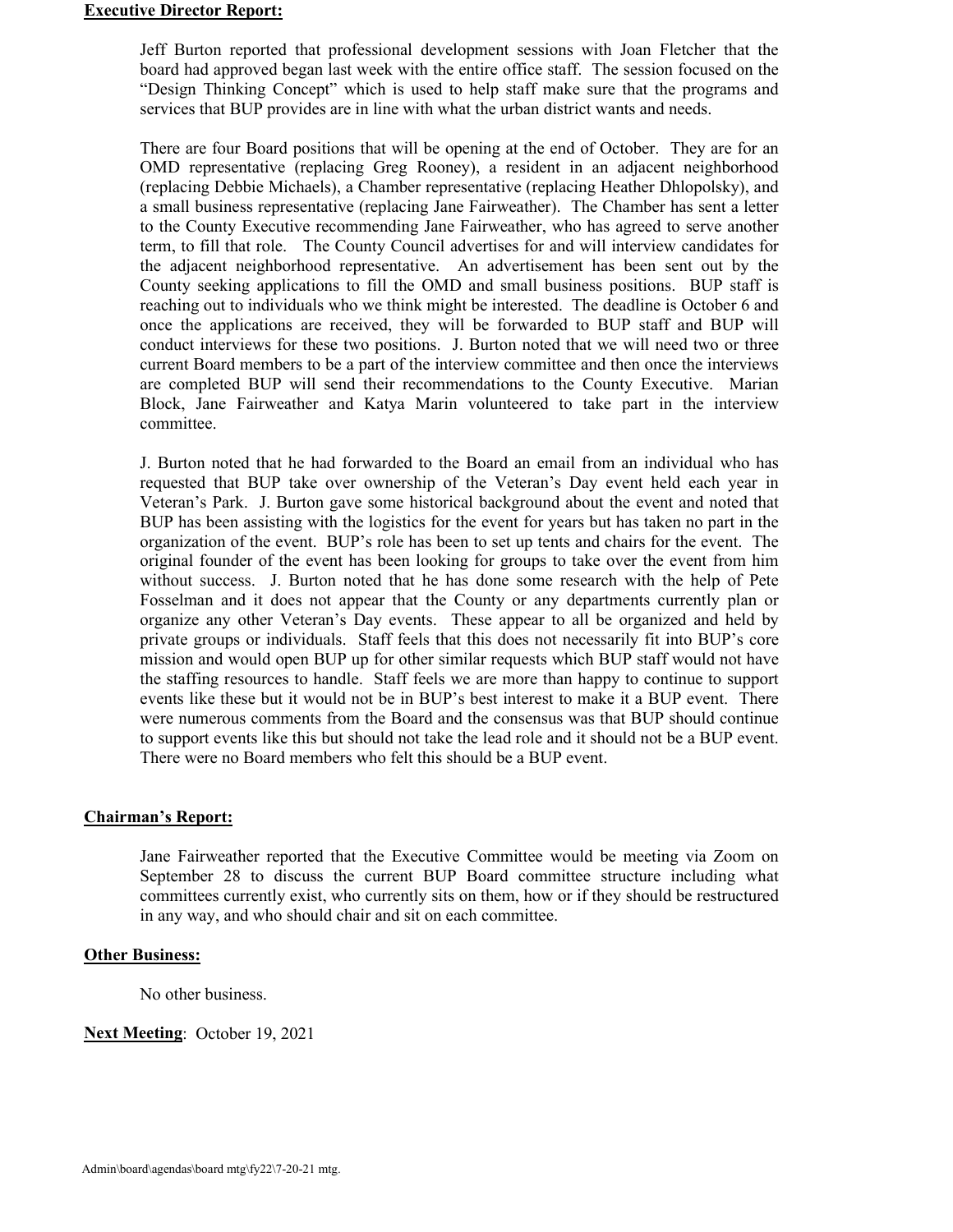**Executive Director Report:**

Jeff Burton reported that professional development sessions with Joan Fletcher that the board had approved began last week with the entire office staff. The session focused on the "Design Thinking Concept" which is used to help staff make sure that the programs and services that BUP provides are in line with what the urban district wants and needs.

There are four Board positions that will be opening at the end of October. They are for an OMD representative (replacing Greg Rooney), a resident in an adjacent neighborhood (replacing Debbie Michaels), a Chamber representative (replacing Heather Dhlopolsky), and a small business representative (replacing Jane Fairweather). The Chamber has sent a letter to the County Executive recommending Jane Fairweather, who has agreed to serve another term, to fill that role. The County Council advertises for and will interview candidates for the adjacent neighborhood representative. An advertisement has been sent out by the County seeking applications to fill the OMD and small business positions. BUP staff is reaching out to individuals who we think might be interested. The deadline is October 6 and once the applications are received, they will be forwarded to BUP staff and BUP will conduct interviews for these two positions. J. Burton noted that we will need two or three current Board members to be a part of the interview committee and then once the interviews are completed BUP will send their recommendations to the County Executive. Marian Block, Jane Fairweather and Katya Marin volunteered to take part in the interview committee.

J. Burton noted that he had forwarded to the Board an email from an individual who has requested that BUP take over ownership of the Veteran's Day event held each year in Veteran's Park. J. Burton gave some historical background about the event and noted that BUP has been assisting with the logistics for the event for years but has taken no part in the organization of the event. BUP's role has been to set up tents and chairs for the event. The original founder of the event has been looking for groups to take over the event from him without success. J. Burton noted that he has done some research with the help of Pete Fosselman and it does not appear that the County or any departments currently plan or organize any other Veteran's Day events. These appear to all be organized and held by private groups or individuals. Staff feels that this does not necessarily fit into BUP's core mission and would open BUP up for other similar requests which BUP staff would not have the staffing resources to handle. Staff feels we are more than happy to continue to support events like these but it would not be in BUP's best interest to make it a BUP event. There were numerous comments from the Board and the consensus was that BUP should continue to support events like this but should not take the lead role and it should not be a BUP event. There were no Board members who felt this should be a BUP event.

**Chairman's Report:**

Jane Fairweather reported that the Executive Committee would be meeting via Zoom on September 28 to discuss the current BUP Board committee structure including what committees currently exist, who currently sits on them, how or if they should be restructured in any way, and who should chair and sit on each committee.

**Other Business:**

No other business.

**Next Meeting**: October 19, 2021

Admin\board\agendas\board mtg\fy22\7-20-21 mtg.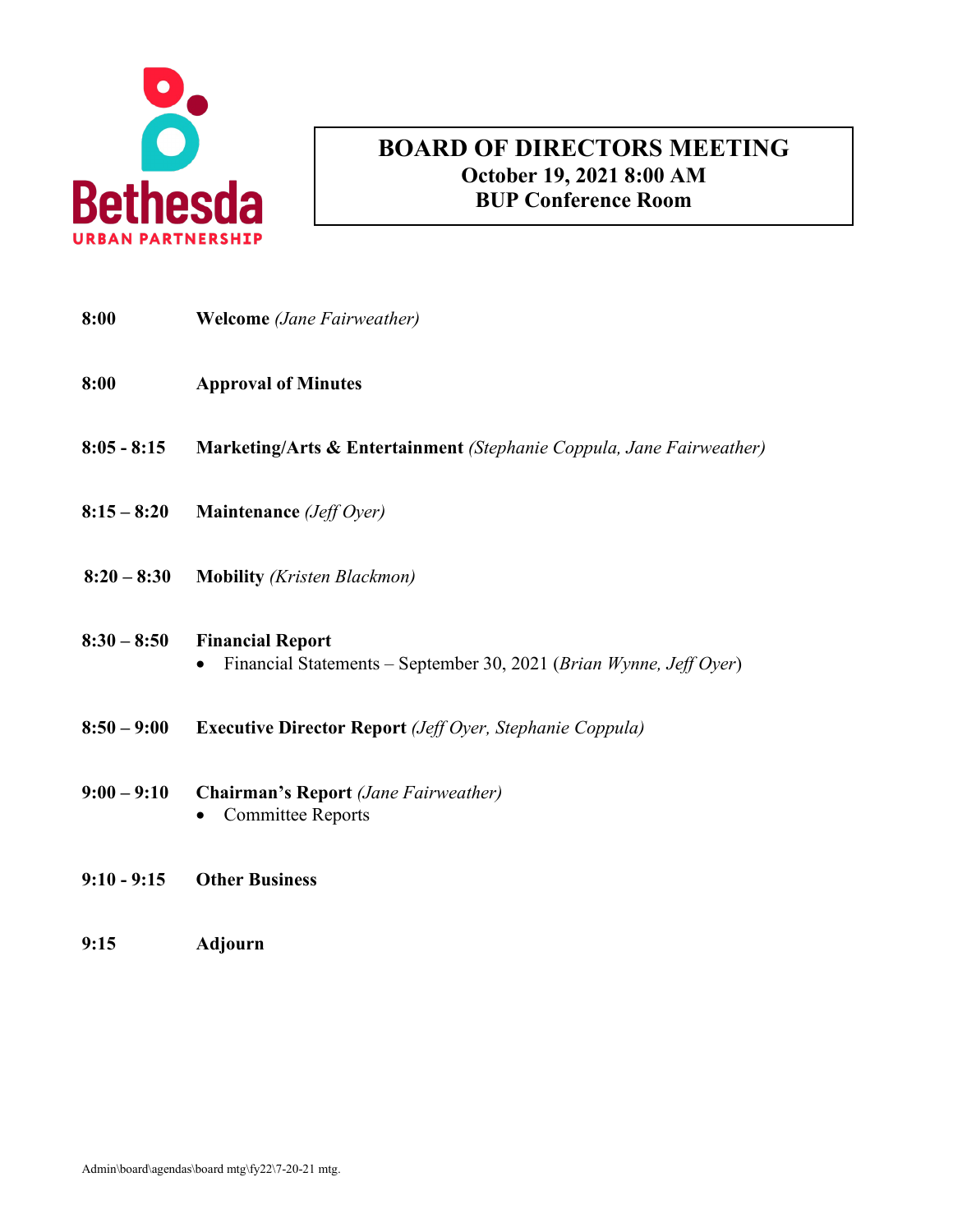Bethesda
URBAN PARTNERSHIP

# BOARD OF DIRECTORS MEETING
**October 19, 2021 8:00 AM**
**BUP Conference Room**

| | |
|---|---|
| **8:00** | **Welcome** *(Jane Fairweather)* |
| **8:00** | **Approval of Minutes** |
| **8:05 - 8:15** | **Marketing/Arts & Entertainment** *(Stephanie Coppula, Jane Fairweather)* |
| **8:15 – 8:20** | **Maintenance** *(Jeff Oyer)* |
| **8:20 – 8:30** | **Mobility** *(Kristen Blackmon)* |
| **8:30 – 8:50** | **Financial Report**<br>• Financial Statements – September 30, 2021 (*Brian Wynne, Jeff Oyer*) |
| **8:50 – 9:00** | **Executive Director Report** *(Jeff Oyer, Stephanie Coppula)* |
| **9:00 – 9:10** | **Chairman's Report** *(Jane Fairweather)*<br>• Committee Reports |
| **9:10 - 9:15** | **Other Business** |
| **9:15** | **Adjourn** |

Admin\board\agendas\board mtg\fy22\7-20-21 mtg.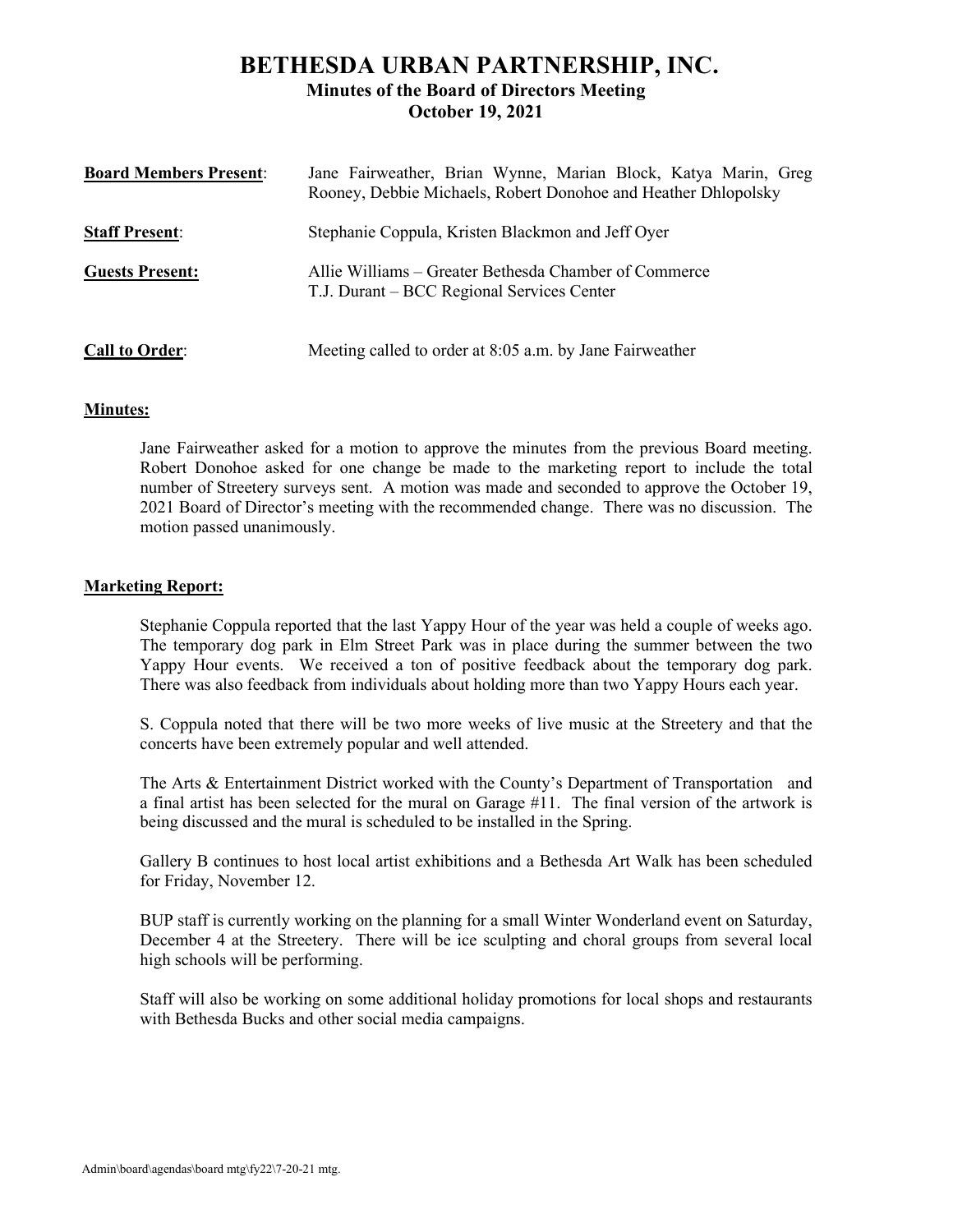# BETHESDA URBAN PARTNERSHIP, INC.

## Minutes of the Board of Directors Meeting

## October 19, 2021

**Board Members Present**: Jane Fairweather, Brian Wynne, Marian Block, Katya Marin, Greg Rooney, Debbie Michaels, Robert Donohoe and Heather Dhlopolsky

**Staff Present**: Stephanie Coppula, Kristen Blackmon and Jeff Oyer

**Guests Present:** Allie Williams – Greater Bethesda Chamber of Commerce
T.J. Durant – BCC Regional Services Center

**Call to Order**: Meeting called to order at 8:05 a.m. by Jane Fairweather

**Minutes:**

Jane Fairweather asked for a motion to approve the minutes from the previous Board meeting. Robert Donohoe asked for one change be made to the marketing report to include the total number of Streetery surveys sent. A motion was made and seconded to approve the October 19, 2021 Board of Director's meeting with the recommended change. There was no discussion. The motion passed unanimously.

**Marketing Report:**

Stephanie Coppula reported that the last Yappy Hour of the year was held a couple of weeks ago. The temporary dog park in Elm Street Park was in place during the summer between the two Yappy Hour events. We received a ton of positive feedback about the temporary dog park. There was also feedback from individuals about holding more than two Yappy Hours each year.

S. Coppula noted that there will be two more weeks of live music at the Streetery and that the concerts have been extremely popular and well attended.

The Arts & Entertainment District worked with the County's Department of Transportation and a final artist has been selected for the mural on Garage #11. The final version of the artwork is being discussed and the mural is scheduled to be installed in the Spring.

Gallery B continues to host local artist exhibitions and a Bethesda Art Walk has been scheduled for Friday, November 12.

BUP staff is currently working on the planning for a small Winter Wonderland event on Saturday, December 4 at the Streetery. There will be ice sculpting and choral groups from several local high schools will be performing.

Staff will also be working on some additional holiday promotions for local shops and restaurants with Bethesda Bucks and other social media campaigns.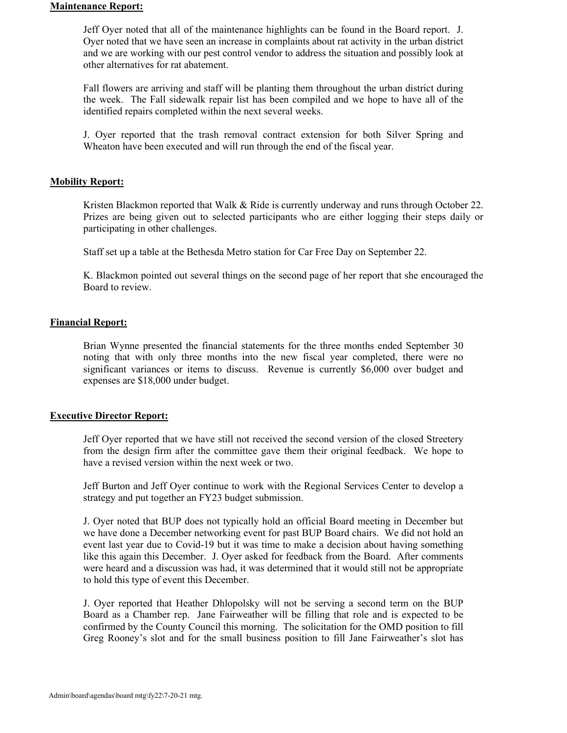**Maintenance Report:**

Jeff Oyer noted that all of the maintenance highlights can be found in the Board report. J. Oyer noted that we have seen an increase in complaints about rat activity in the urban district and we are working with our pest control vendor to address the situation and possibly look at other alternatives for rat abatement.

Fall flowers are arriving and staff will be planting them throughout the urban district during the week. The Fall sidewalk repair list has been compiled and we hope to have all of the identified repairs completed within the next several weeks.

J. Oyer reported that the trash removal contract extension for both Silver Spring and Wheaton have been executed and will run through the end of the fiscal year.

**Mobility Report:**

Kristen Blackmon reported that Walk & Ride is currently underway and runs through October 22. Prizes are being given out to selected participants who are either logging their steps daily or participating in other challenges.

Staff set up a table at the Bethesda Metro station for Car Free Day on September 22.

K. Blackmon pointed out several things on the second page of her report that she encouraged the Board to review.

**Financial Report:**

Brian Wynne presented the financial statements for the three months ended September 30 noting that with only three months into the new fiscal year completed, there were no significant variances or items to discuss. Revenue is currently $6,000 over budget and expenses are $18,000 under budget.

**Executive Director Report:**

Jeff Oyer reported that we have still not received the second version of the closed Streetery from the design firm after the committee gave them their original feedback. We hope to have a revised version within the next week or two.

Jeff Burton and Jeff Oyer continue to work with the Regional Services Center to develop a strategy and put together an FY23 budget submission.

J. Oyer noted that BUP does not typically hold an official Board meeting in December but we have done a December networking event for past BUP Board chairs. We did not hold an event last year due to Covid-19 but it was time to make a decision about having something like this again this December. J. Oyer asked for feedback from the Board. After comments were heard and a discussion was had, it was determined that it would still not be appropriate to hold this type of event this December.

J. Oyer reported that Heather Dhlopolsky will not be serving a second term on the BUP Board as a Chamber rep. Jane Fairweather will be filling that role and is expected to be confirmed by the County Council this morning. The solicitation for the OMD position to fill Greg Rooney's slot and for the small business position to fill Jane Fairweather's slot has

Admin\board\agendas\board mtg\fy22\7-20-21 mtg.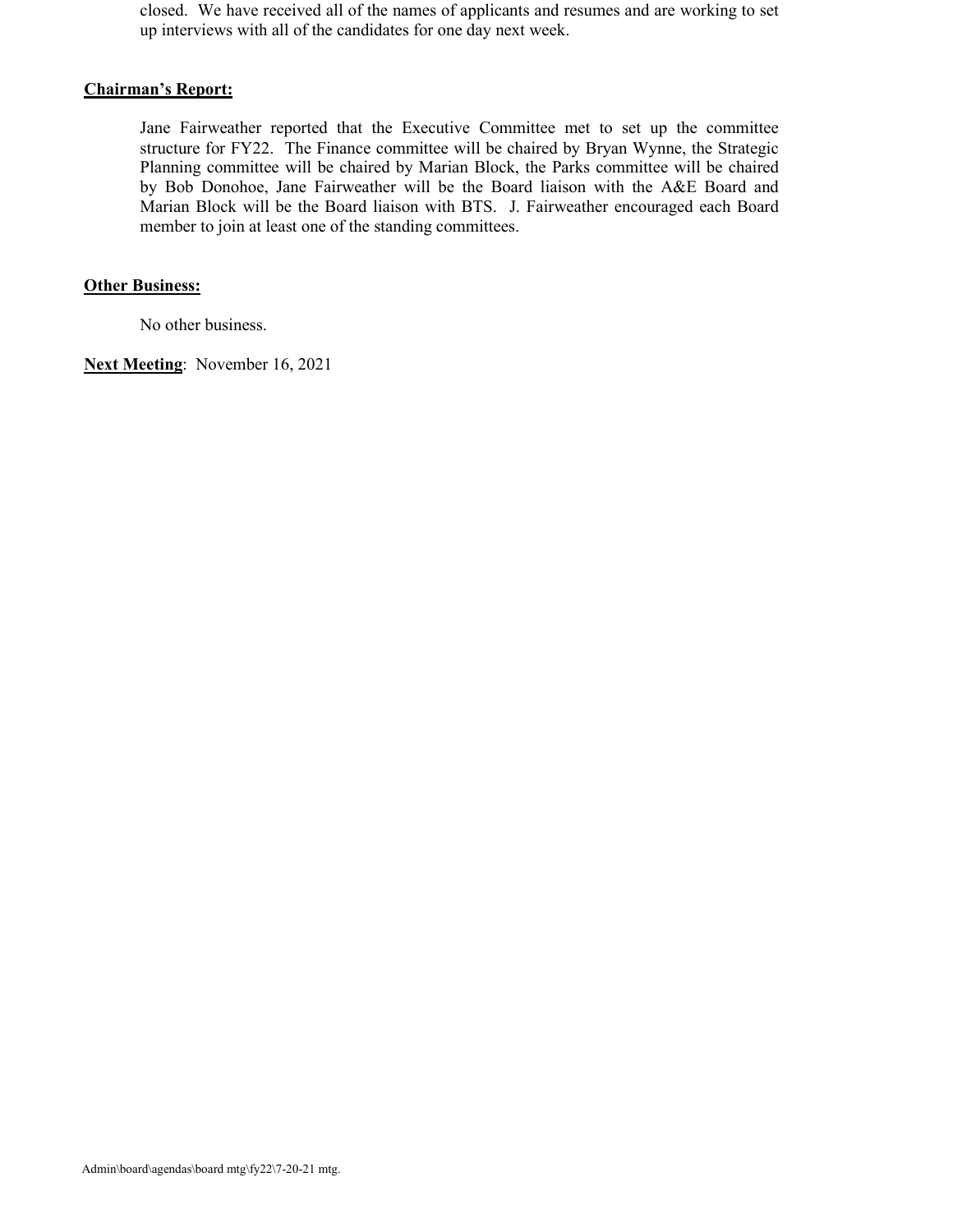closed. We have received all of the names of applicants and resumes and are working to set up interviews with all of the candidates for one day next week.

**Chairman's Report:**

Jane Fairweather reported that the Executive Committee met to set up the committee structure for FY22. The Finance committee will be chaired by Bryan Wynne, the Strategic Planning committee will be chaired by Marian Block, the Parks committee will be chaired by Bob Donohoe, Jane Fairweather will be the Board liaison with the A&E Board and Marian Block will be the Board liaison with BTS. J. Fairweather encouraged each Board member to join at least one of the standing committees.

**Other Business:**

No other business.

**Next Meeting**: November 16, 2021

Admin\board\agendas\board mtg\fy22\7-20-21 mtg.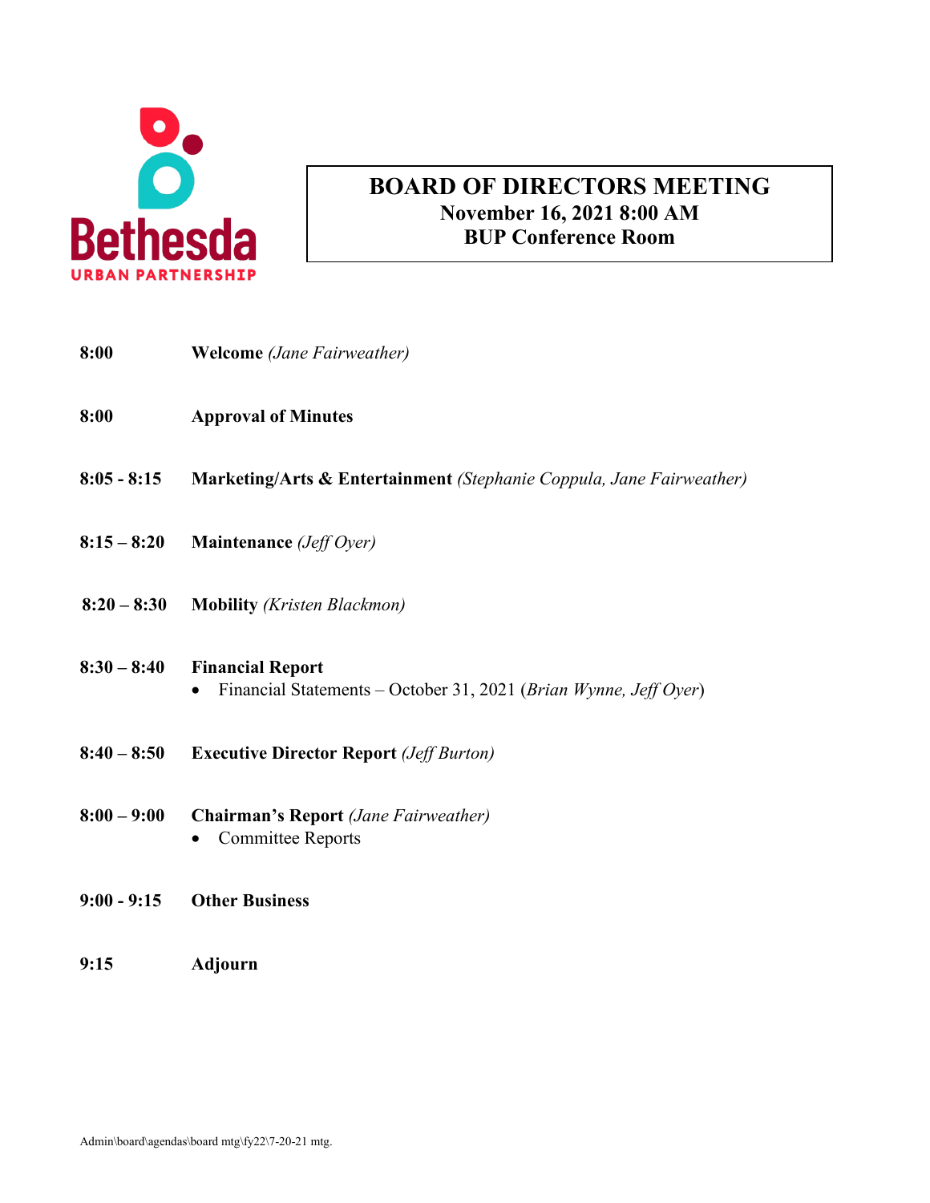Bethesda URBAN PARTNERSHIP

# BOARD OF DIRECTORS MEETING

**November 16, 2021 8:00 AM**

**BUP Conference Room**

**8:00** **Welcome** *(Jane Fairweather)*

**8:00** **Approval of Minutes**

**8:05 - 8:15** **Marketing/Arts & Entertainment** *(Stephanie Coppula, Jane Fairweather)*

**8:15 – 8:20** **Maintenance** *(Jeff Oyer)*

**8:20 – 8:30** **Mobility** *(Kristen Blackmon)*

**8:30 – 8:40** **Financial Report**

- Financial Statements – October 31, 2021 (*Brian Wynne, Jeff Oyer*)

**8:40 – 8:50** **Executive Director Report** *(Jeff Burton)*

**8:00 – 9:00** **Chairman's Report** *(Jane Fairweather)*

- Committee Reports

**9:00 - 9:15** **Other Business**

**9:15** **Adjourn**

Admin\board\agendas\board mtg\fy22\7-20-21 mtg.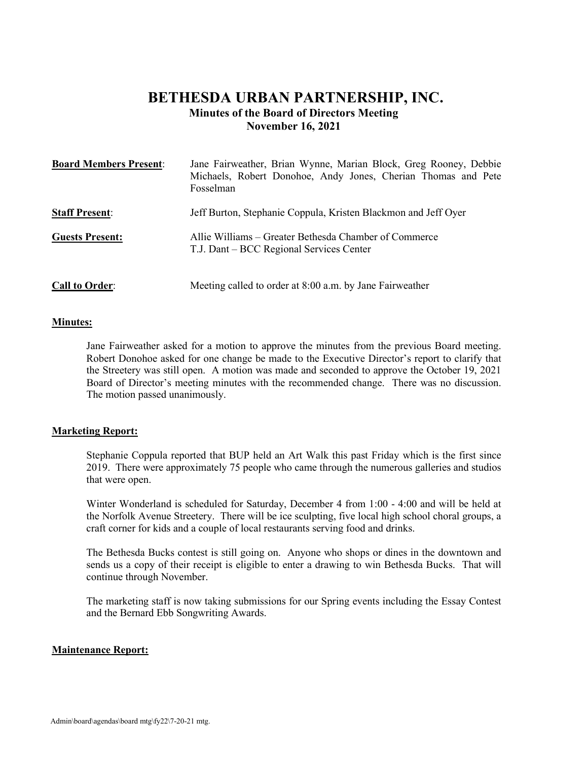# BETHESDA URBAN PARTNERSHIP, INC.

## Minutes of the Board of Directors Meeting

## November 16, 2021

**Board Members Present**: Jane Fairweather, Brian Wynne, Marian Block, Greg Rooney, Debbie Michaels, Robert Donohoe, Andy Jones, Cherian Thomas and Pete Fosselman

**Staff Present**: Jeff Burton, Stephanie Coppula, Kristen Blackmon and Jeff Oyer

**Guests Present:** Allie Williams – Greater Bethesda Chamber of Commerce
T.J. Dant – BCC Regional Services Center

**Call to Order**: Meeting called to order at 8:00 a.m. by Jane Fairweather

**Minutes:**

Jane Fairweather asked for a motion to approve the minutes from the previous Board meeting. Robert Donohoe asked for one change be made to the Executive Director's report to clarify that the Streetery was still open. A motion was made and seconded to approve the October 19, 2021 Board of Director's meeting minutes with the recommended change. There was no discussion. The motion passed unanimously.

**Marketing Report:**

Stephanie Coppula reported that BUP held an Art Walk this past Friday which is the first since 2019. There were approximately 75 people who came through the numerous galleries and studios that were open.

Winter Wonderland is scheduled for Saturday, December 4 from 1:00 - 4:00 and will be held at the Norfolk Avenue Streetery. There will be ice sculpting, five local high school choral groups, a craft corner for kids and a couple of local restaurants serving food and drinks.

The Bethesda Bucks contest is still going on. Anyone who shops or dines in the downtown and sends us a copy of their receipt is eligible to enter a drawing to win Bethesda Bucks. That will continue through November.

The marketing staff is now taking submissions for our Spring events including the Essay Contest and the Bernard Ebb Songwriting Awards.

**Maintenance Report:**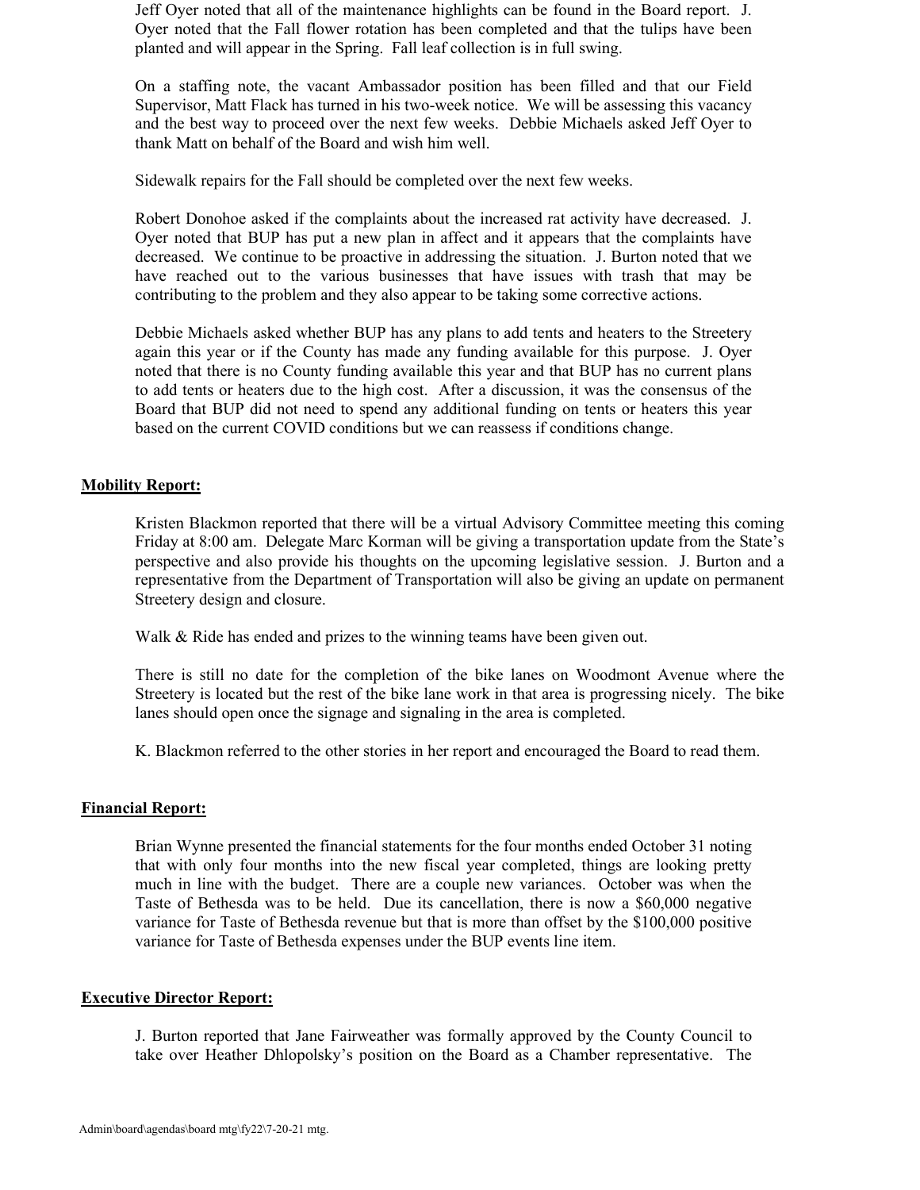Jeff Oyer noted that all of the maintenance highlights can be found in the Board report. J. Oyer noted that the Fall flower rotation has been completed and that the tulips have been planted and will appear in the Spring. Fall leaf collection is in full swing.

On a staffing note, the vacant Ambassador position has been filled and that our Field Supervisor, Matt Flack has turned in his two-week notice. We will be assessing this vacancy and the best way to proceed over the next few weeks. Debbie Michaels asked Jeff Oyer to thank Matt on behalf of the Board and wish him well.

Sidewalk repairs for the Fall should be completed over the next few weeks.

Robert Donohoe asked if the complaints about the increased rat activity have decreased. J. Oyer noted that BUP has put a new plan in affect and it appears that the complaints have decreased. We continue to be proactive in addressing the situation. J. Burton noted that we have reached out to the various businesses that have issues with trash that may be contributing to the problem and they also appear to be taking some corrective actions.

Debbie Michaels asked whether BUP has any plans to add tents and heaters to the Streetery again this year or if the County has made any funding available for this purpose. J. Oyer noted that there is no County funding available this year and that BUP has no current plans to add tents or heaters due to the high cost. After a discussion, it was the consensus of the Board that BUP did not need to spend any additional funding on tents or heaters this year based on the current COVID conditions but we can reassess if conditions change.

**Mobility Report:**

Kristen Blackmon reported that there will be a virtual Advisory Committee meeting this coming Friday at 8:00 am. Delegate Marc Korman will be giving a transportation update from the State's perspective and also provide his thoughts on the upcoming legislative session. J. Burton and a representative from the Department of Transportation will also be giving an update on permanent Streetery design and closure.

Walk & Ride has ended and prizes to the winning teams have been given out.

There is still no date for the completion of the bike lanes on Woodmont Avenue where the Streetery is located but the rest of the bike lane work in that area is progressing nicely. The bike lanes should open once the signage and signaling in the area is completed.

K. Blackmon referred to the other stories in her report and encouraged the Board to read them.

**Financial Report:**

Brian Wynne presented the financial statements for the four months ended October 31 noting that with only four months into the new fiscal year completed, things are looking pretty much in line with the budget. There are a couple new variances. October was when the Taste of Bethesda was to be held. Due its cancellation, there is now a $60,000 negative variance for Taste of Bethesda revenue but that is more than offset by the $100,000 positive variance for Taste of Bethesda expenses under the BUP events line item.

**Executive Director Report:**

J. Burton reported that Jane Fairweather was formally approved by the County Council to take over Heather Dhlopolsky's position on the Board as a Chamber representative. The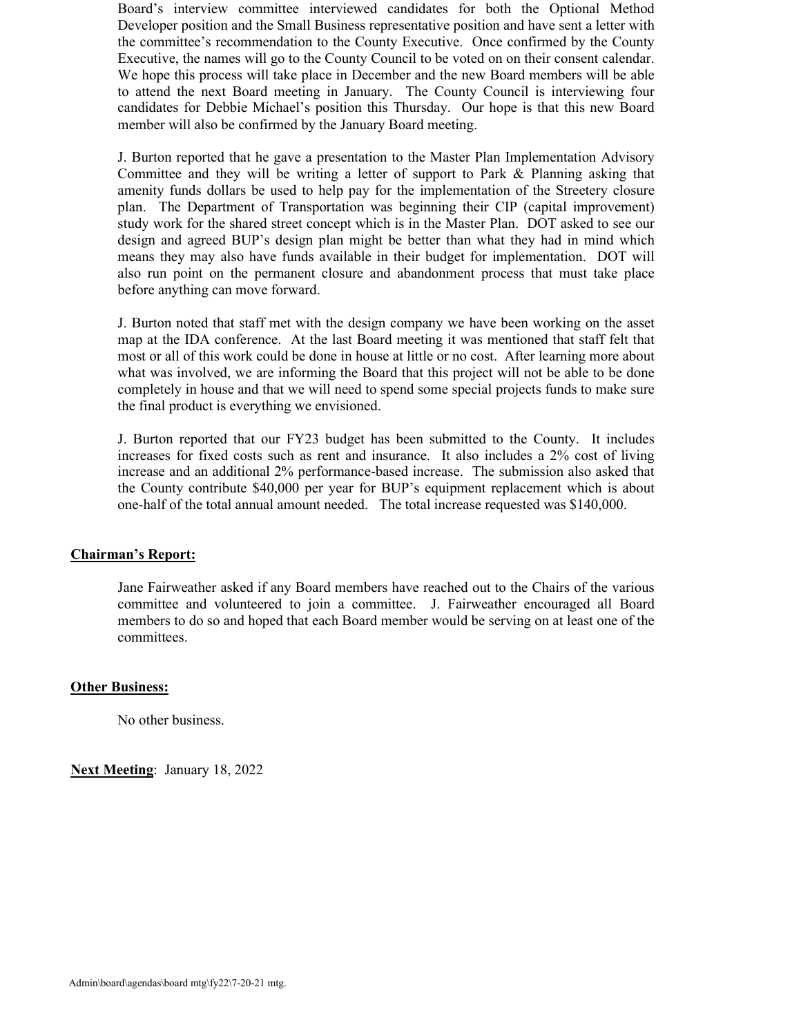Board's interview committee interviewed candidates for both the Optional Method Developer position and the Small Business representative position and have sent a letter with the committee's recommendation to the County Executive. Once confirmed by the County Executive, the names will go to the County Council to be voted on on their consent calendar. We hope this process will take place in December and the new Board members will be able to attend the next Board meeting in January. The County Council is interviewing four candidates for Debbie Michael's position this Thursday. Our hope is that this new Board member will also be confirmed by the January Board meeting.

J. Burton reported that he gave a presentation to the Master Plan Implementation Advisory Committee and they will be writing a letter of support to Park & Planning asking that amenity funds dollars be used to help pay for the implementation of the Streetery closure plan. The Department of Transportation was beginning their CIP (capital improvement) study work for the shared street concept which is in the Master Plan. DOT asked to see our design and agreed BUP's design plan might be better than what they had in mind which means they may also have funds available in their budget for implementation. DOT will also run point on the permanent closure and abandonment process that must take place before anything can move forward.

J. Burton noted that staff met with the design company we have been working on the asset map at the IDA conference. At the last Board meeting it was mentioned that staff felt that most or all of this work could be done in house at little or no cost. After learning more about what was involved, we are informing the Board that this project will not be able to be done completely in house and that we will need to spend some special projects funds to make sure the final product is everything we envisioned.

J. Burton reported that our FY23 budget has been submitted to the County. It includes increases for fixed costs such as rent and insurance. It also includes a 2% cost of living increase and an additional 2% performance-based increase. The submission also asked that the County contribute $40,000 per year for BUP's equipment replacement which is about one-half of the total annual amount needed. The total increase requested was $140,000.

**Chairman's Report:**

Jane Fairweather asked if any Board members have reached out to the Chairs of the various committee and volunteered to join a committee. J. Fairweather encouraged all Board members to do so and hoped that each Board member would be serving on at least one of the committees.

**Other Business:**

No other business.

**Next Meeting**: January 18, 2022

Admin\board\agendas\board mtg\fy22\7-20-21 mtg.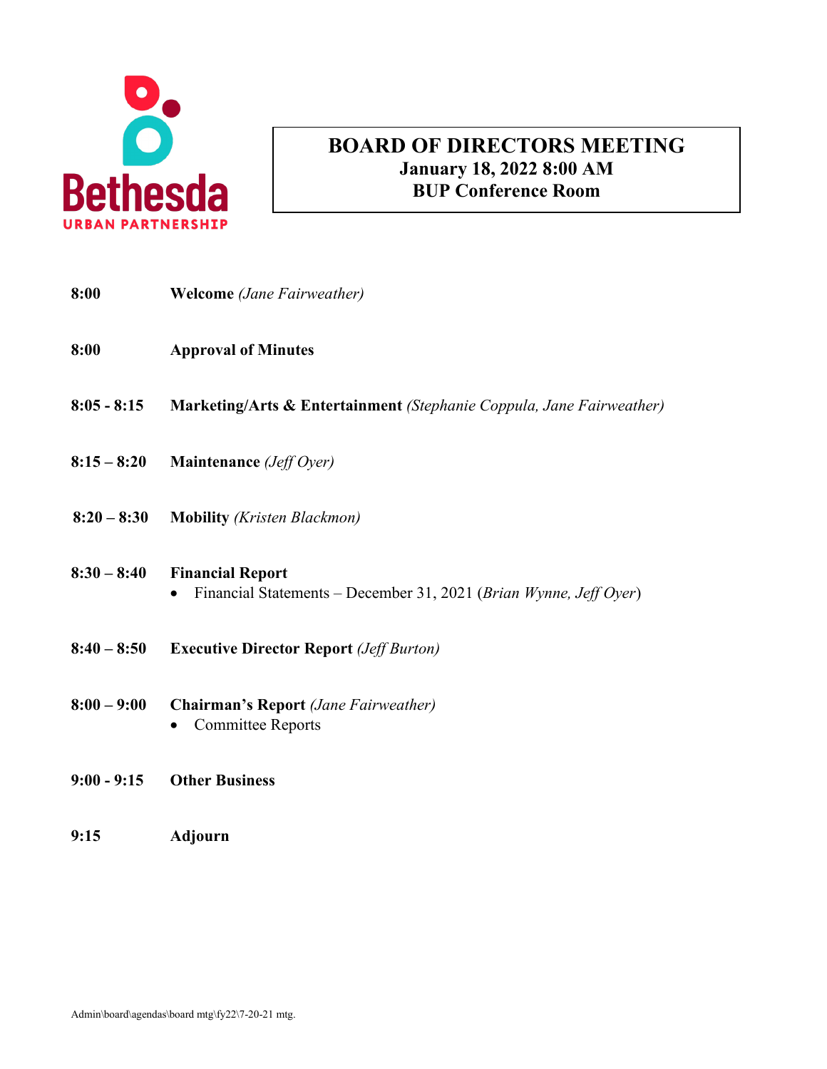Bethesda URBAN PARTNERSHIP

# BOARD OF DIRECTORS MEETING

**January 18, 2022 8:00 AM**

**BUP Conference Room**

**8:00** **Welcome** *(Jane Fairweather)*

**8:00** **Approval of Minutes**

**8:05 - 8:15** **Marketing/Arts & Entertainment** *(Stephanie Coppula, Jane Fairweather)*

**8:15 – 8:20** **Maintenance** *(Jeff Oyer)*

**8:20 – 8:30** **Mobility** *(Kristen Blackmon)*

**8:30 – 8:40** **Financial Report**
- Financial Statements – December 31, 2021 (*Brian Wynne, Jeff Oyer*)

**8:40 – 8:50** **Executive Director Report** *(Jeff Burton)*

**8:00 – 9:00** **Chairman's Report** *(Jane Fairweather)*
- Committee Reports

**9:00 - 9:15** **Other Business**

**9:15** **Adjourn**

Admin\board\agendas\board mtg\fy22\7-20-21 mtg.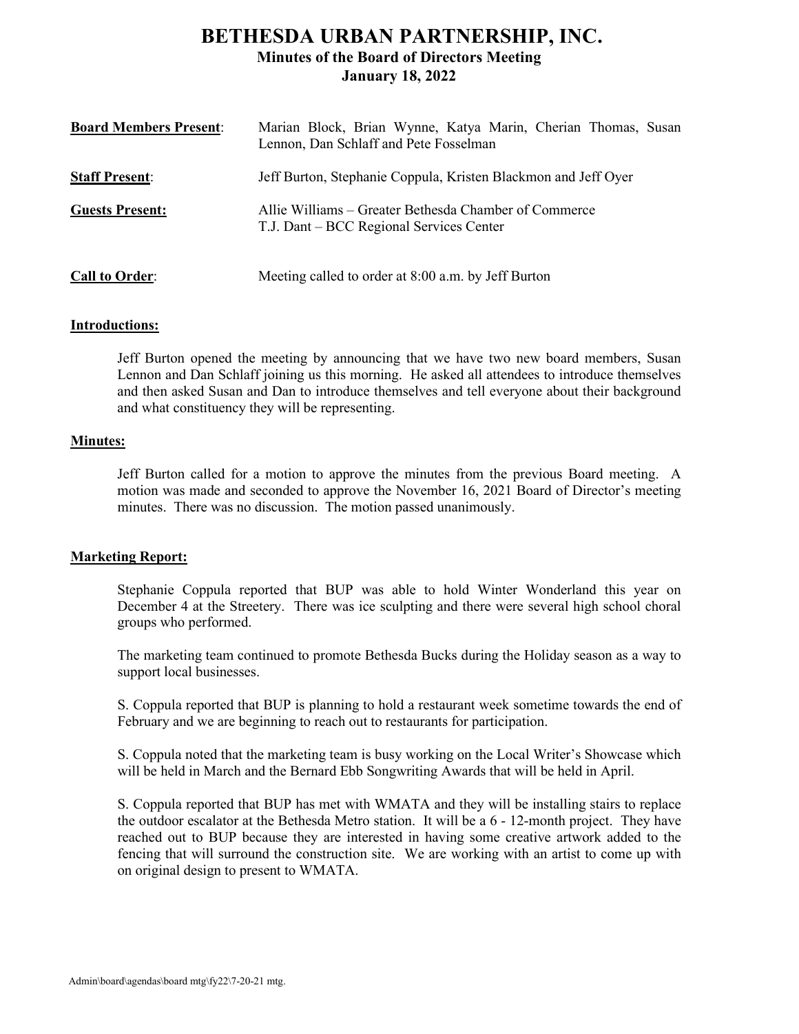# BETHESDA URBAN PARTNERSHIP, INC.
## Minutes of the Board of Directors Meeting
### January 18, 2022

| | |
|---|---|
| **Board Members Present**: | Marian Block, Brian Wynne, Katya Marin, Cherian Thomas, Susan Lennon, Dan Schlaff and Pete Fosselman |
| **Staff Present**: | Jeff Burton, Stephanie Coppula, Kristen Blackmon and Jeff Oyer |
| **Guests Present:** | Allie Williams – Greater Bethesda Chamber of Commerce<br>T.J. Dant – BCC Regional Services Center |
| **Call to Order**: | Meeting called to order at 8:00 a.m. by Jeff Burton |

**Introductions:**

Jeff Burton opened the meeting by announcing that we have two new board members, Susan Lennon and Dan Schlaff joining us this morning. He asked all attendees to introduce themselves and then asked Susan and Dan to introduce themselves and tell everyone about their background and what constituency they will be representing.

**Minutes:**

Jeff Burton called for a motion to approve the minutes from the previous Board meeting. A motion was made and seconded to approve the November 16, 2021 Board of Director's meeting minutes. There was no discussion. The motion passed unanimously.

**Marketing Report:**

Stephanie Coppula reported that BUP was able to hold Winter Wonderland this year on December 4 at the Streetery. There was ice sculpting and there were several high school choral groups who performed.

The marketing team continued to promote Bethesda Bucks during the Holiday season as a way to support local businesses.

S. Coppula reported that BUP is planning to hold a restaurant week sometime towards the end of February and we are beginning to reach out to restaurants for participation.

S. Coppula noted that the marketing team is busy working on the Local Writer's Showcase which will be held in March and the Bernard Ebb Songwriting Awards that will be held in April.

S. Coppula reported that BUP has met with WMATA and they will be installing stairs to replace the outdoor escalator at the Bethesda Metro station. It will be a 6 - 12-month project. They have reached out to BUP because they are interested in having some creative artwork added to the fencing that will surround the construction site. We are working with an artist to come up with on original design to present to WMATA.

Admin\board\agendas\board mtg\fy22\7-20-21 mtg.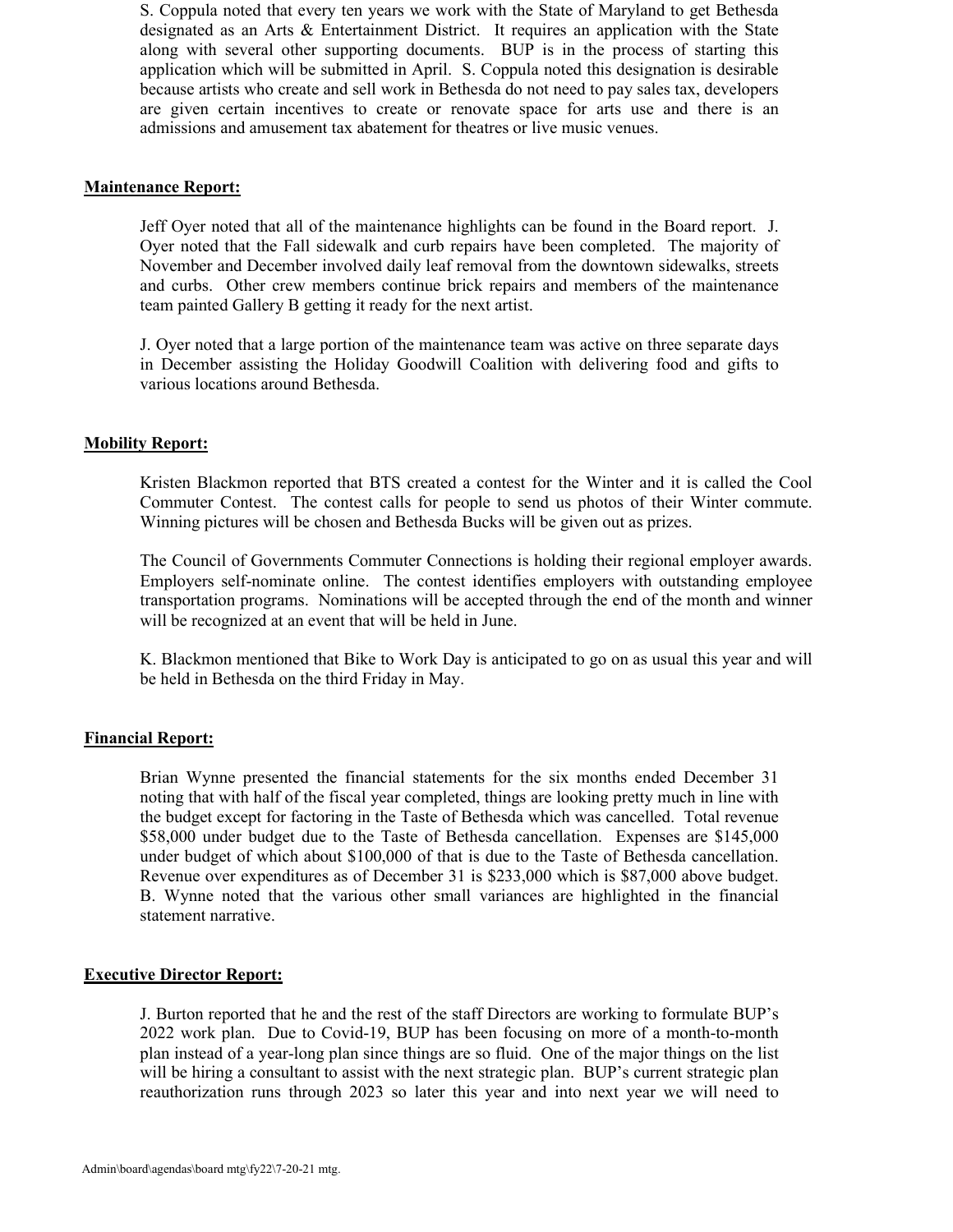S. Coppula noted that every ten years we work with the State of Maryland to get Bethesda designated as an Arts & Entertainment District. It requires an application with the State along with several other supporting documents. BUP is in the process of starting this application which will be submitted in April. S. Coppula noted this designation is desirable because artists who create and sell work in Bethesda do not need to pay sales tax, developers are given certain incentives to create or renovate space for arts use and there is an admissions and amusement tax abatement for theatres or live music venues.

**Maintenance Report:**

Jeff Oyer noted that all of the maintenance highlights can be found in the Board report. J. Oyer noted that the Fall sidewalk and curb repairs have been completed. The majority of November and December involved daily leaf removal from the downtown sidewalks, streets and curbs. Other crew members continue brick repairs and members of the maintenance team painted Gallery B getting it ready for the next artist.

J. Oyer noted that a large portion of the maintenance team was active on three separate days in December assisting the Holiday Goodwill Coalition with delivering food and gifts to various locations around Bethesda.

**Mobility Report:**

Kristen Blackmon reported that BTS created a contest for the Winter and it is called the Cool Commuter Contest. The contest calls for people to send us photos of their Winter commute. Winning pictures will be chosen and Bethesda Bucks will be given out as prizes.

The Council of Governments Commuter Connections is holding their regional employer awards. Employers self-nominate online. The contest identifies employers with outstanding employee transportation programs. Nominations will be accepted through the end of the month and winner will be recognized at an event that will be held in June.

K. Blackmon mentioned that Bike to Work Day is anticipated to go on as usual this year and will be held in Bethesda on the third Friday in May.

**Financial Report:**

Brian Wynne presented the financial statements for the six months ended December 31 noting that with half of the fiscal year completed, things are looking pretty much in line with the budget except for factoring in the Taste of Bethesda which was cancelled. Total revenue $58,000 under budget due to the Taste of Bethesda cancellation. Expenses are $145,000 under budget of which about $100,000 of that is due to the Taste of Bethesda cancellation. Revenue over expenditures as of December 31 is $233,000 which is $87,000 above budget. B. Wynne noted that the various other small variances are highlighted in the financial statement narrative.

**Executive Director Report:**

J. Burton reported that he and the rest of the staff Directors are working to formulate BUP's 2022 work plan. Due to Covid-19, BUP has been focusing on more of a month-to-month plan instead of a year-long plan since things are so fluid. One of the major things on the list will be hiring a consultant to assist with the next strategic plan. BUP's current strategic plan reauthorization runs through 2023 so later this year and into next year we will need to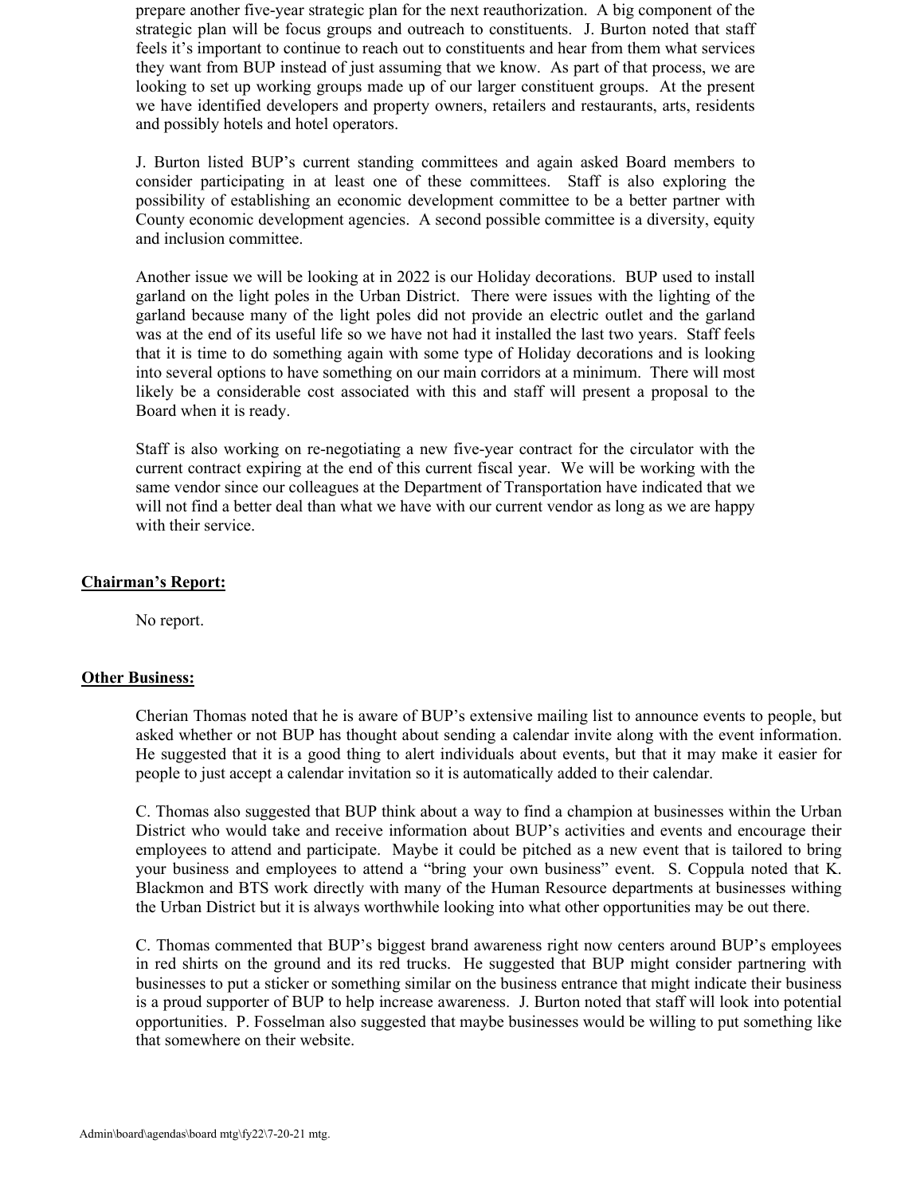prepare another five-year strategic plan for the next reauthorization. A big component of the strategic plan will be focus groups and outreach to constituents. J. Burton noted that staff feels it's important to continue to reach out to constituents and hear from them what services they want from BUP instead of just assuming that we know. As part of that process, we are looking to set up working groups made up of our larger constituent groups. At the present we have identified developers and property owners, retailers and restaurants, arts, residents and possibly hotels and hotel operators.

J. Burton listed BUP's current standing committees and again asked Board members to consider participating in at least one of these committees. Staff is also exploring the possibility of establishing an economic development committee to be a better partner with County economic development agencies. A second possible committee is a diversity, equity and inclusion committee.

Another issue we will be looking at in 2022 is our Holiday decorations. BUP used to install garland on the light poles in the Urban District. There were issues with the lighting of the garland because many of the light poles did not provide an electric outlet and the garland was at the end of its useful life so we have not had it installed the last two years. Staff feels that it is time to do something again with some type of Holiday decorations and is looking into several options to have something on our main corridors at a minimum. There will most likely be a considerable cost associated with this and staff will present a proposal to the Board when it is ready.

Staff is also working on re-negotiating a new five-year contract for the circulator with the current contract expiring at the end of this current fiscal year. We will be working with the same vendor since our colleagues at the Department of Transportation have indicated that we will not find a better deal than what we have with our current vendor as long as we are happy with their service.

**Chairman's Report:**

No report.

**Other Business:**

Cherian Thomas noted that he is aware of BUP's extensive mailing list to announce events to people, but asked whether or not BUP has thought about sending a calendar invite along with the event information. He suggested that it is a good thing to alert individuals about events, but that it may make it easier for people to just accept a calendar invitation so it is automatically added to their calendar.

C. Thomas also suggested that BUP think about a way to find a champion at businesses within the Urban District who would take and receive information about BUP's activities and events and encourage their employees to attend and participate. Maybe it could be pitched as a new event that is tailored to bring your business and employees to attend a "bring your own business" event. S. Coppula noted that K. Blackmon and BTS work directly with many of the Human Resource departments at businesses withing the Urban District but it is always worthwhile looking into what other opportunities may be out there.

C. Thomas commented that BUP's biggest brand awareness right now centers around BUP's employees in red shirts on the ground and its red trucks. He suggested that BUP might consider partnering with businesses to put a sticker or something similar on the business entrance that might indicate their business is a proud supporter of BUP to help increase awareness. J. Burton noted that staff will look into potential opportunities. P. Fosselman also suggested that maybe businesses would be willing to put something like that somewhere on their website.

Admin\board\agendas\board mtg\fy22\7-20-21 mtg.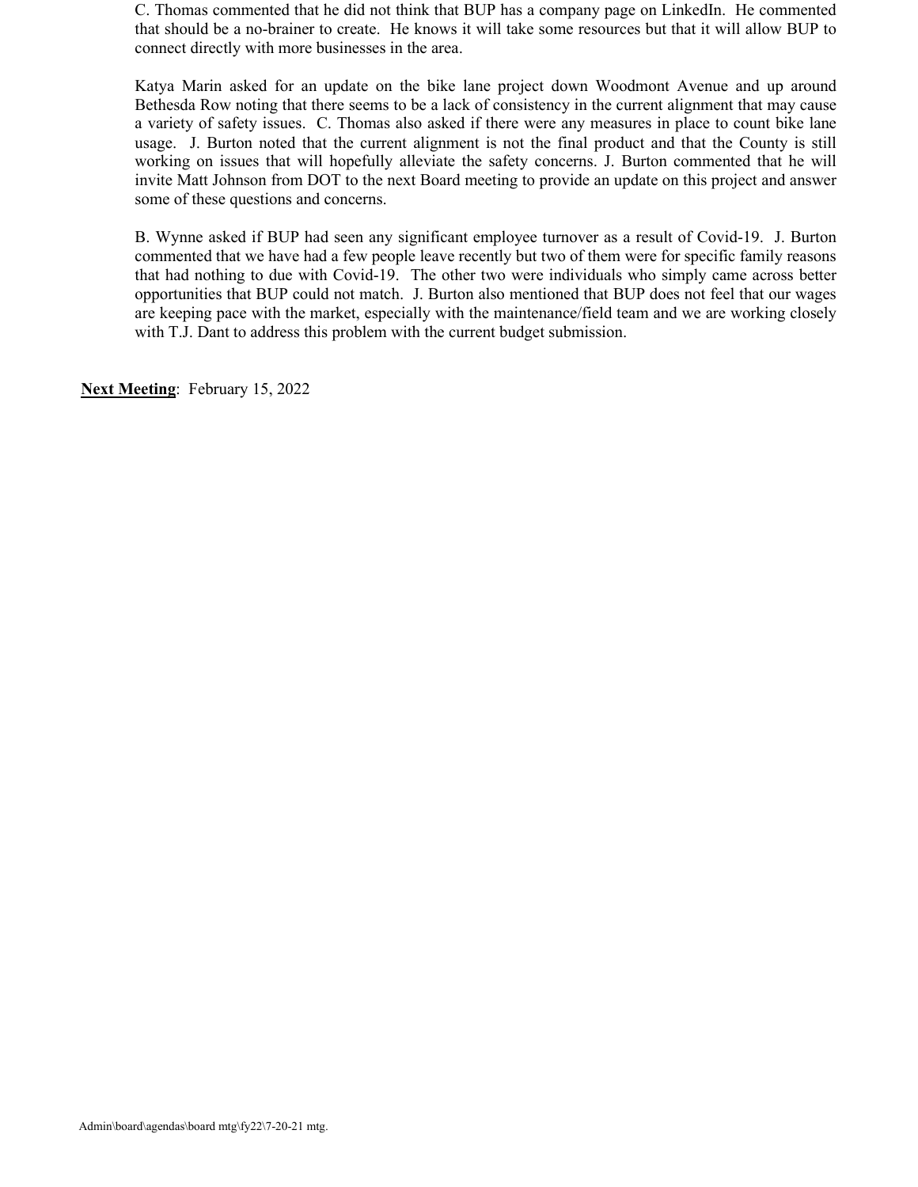C. Thomas commented that he did not think that BUP has a company page on LinkedIn. He commented that should be a no-brainer to create. He knows it will take some resources but that it will allow BUP to connect directly with more businesses in the area.

Katya Marin asked for an update on the bike lane project down Woodmont Avenue and up around Bethesda Row noting that there seems to be a lack of consistency in the current alignment that may cause a variety of safety issues. C. Thomas also asked if there were any measures in place to count bike lane usage. J. Burton noted that the current alignment is not the final product and that the County is still working on issues that will hopefully alleviate the safety concerns. J. Burton commented that he will invite Matt Johnson from DOT to the next Board meeting to provide an update on this project and answer some of these questions and concerns.

B. Wynne asked if BUP had seen any significant employee turnover as a result of Covid-19. J. Burton commented that we have had a few people leave recently but two of them were for specific family reasons that had nothing to due with Covid-19. The other two were individuals who simply came across better opportunities that BUP could not match. J. Burton also mentioned that BUP does not feel that our wages are keeping pace with the market, especially with the maintenance/field team and we are working closely with T.J. Dant to address this problem with the current budget submission.

**Next Meeting**: February 15, 2022

Admin\board\agendas\board mtg\fy22\7-20-21 mtg.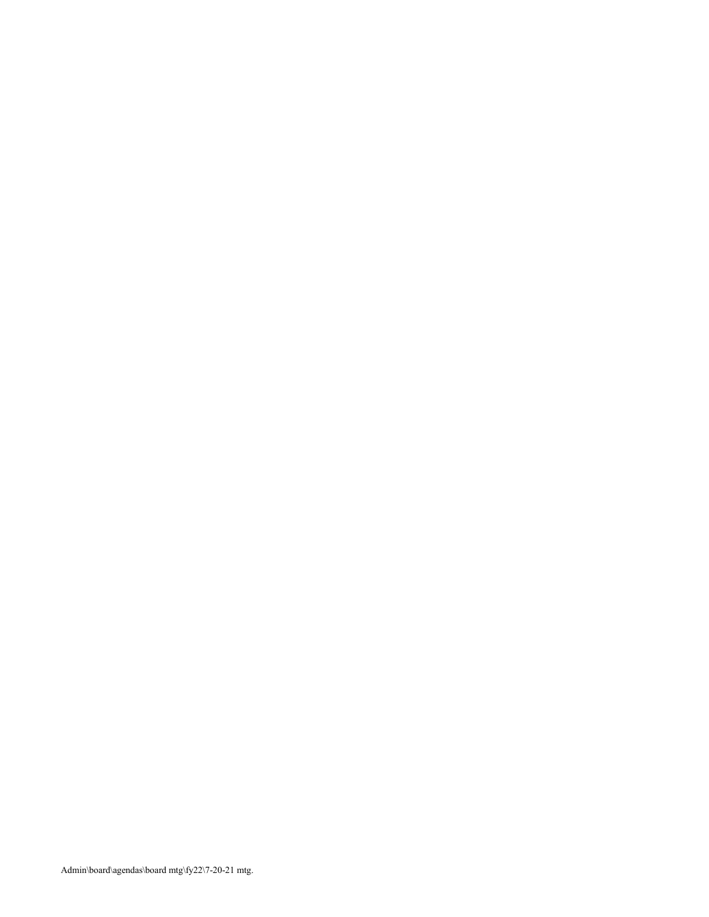Admin\board\agendas\board mtg\fy22\7-20-21 mtg.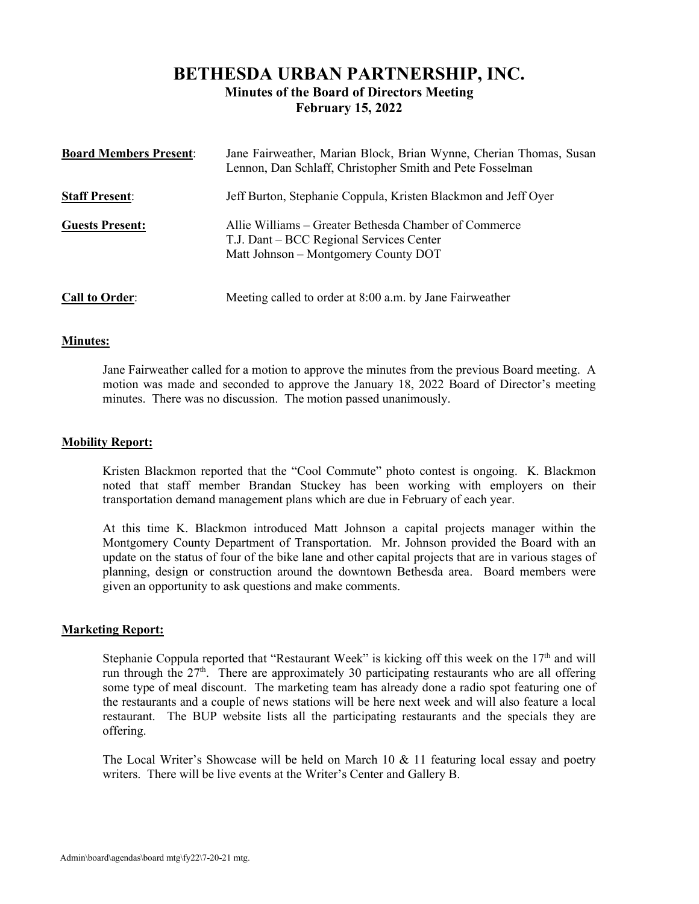# BETHESDA URBAN PARTNERSHIP, INC.

## Minutes of the Board of Directors Meeting

## February 15, 2022

| | |
|---|---|
| **Board Members Present**: | Jane Fairweather, Marian Block, Brian Wynne, Cherian Thomas, Susan Lennon, Dan Schlaff, Christopher Smith and Pete Fosselman |
| **Staff Present**: | Jeff Burton, Stephanie Coppula, Kristen Blackmon and Jeff Oyer |
| **Guests Present:** | Allie Williams – Greater Bethesda Chamber of Commerce<br>T.J. Dant – BCC Regional Services Center<br>Matt Johnson – Montgomery County DOT |
| **Call to Order**: | Meeting called to order at 8:00 a.m. by Jane Fairweather |

**Minutes:**

Jane Fairweather called for a motion to approve the minutes from the previous Board meeting. A motion was made and seconded to approve the January 18, 2022 Board of Director's meeting minutes. There was no discussion. The motion passed unanimously.

**Mobility Report:**

Kristen Blackmon reported that the "Cool Commute" photo contest is ongoing. K. Blackmon noted that staff member Brandan Stuckey has been working with employers on their transportation demand management plans which are due in February of each year.

At this time K. Blackmon introduced Matt Johnson a capital projects manager within the Montgomery County Department of Transportation. Mr. Johnson provided the Board with an update on the status of four of the bike lane and other capital projects that are in various stages of planning, design or construction around the downtown Bethesda area. Board members were given an opportunity to ask questions and make comments.

**Marketing Report:**

Stephanie Coppula reported that "Restaurant Week" is kicking off this week on the 17th and will run through the 27th. There are approximately 30 participating restaurants who are all offering some type of meal discount. The marketing team has already done a radio spot featuring one of the restaurants and a couple of news stations will be here next week and will also feature a local restaurant. The BUP website lists all the participating restaurants and the specials they are offering.

The Local Writer's Showcase will be held on March 10 & 11 featuring local essay and poetry writers. There will be live events at the Writer's Center and Gallery B.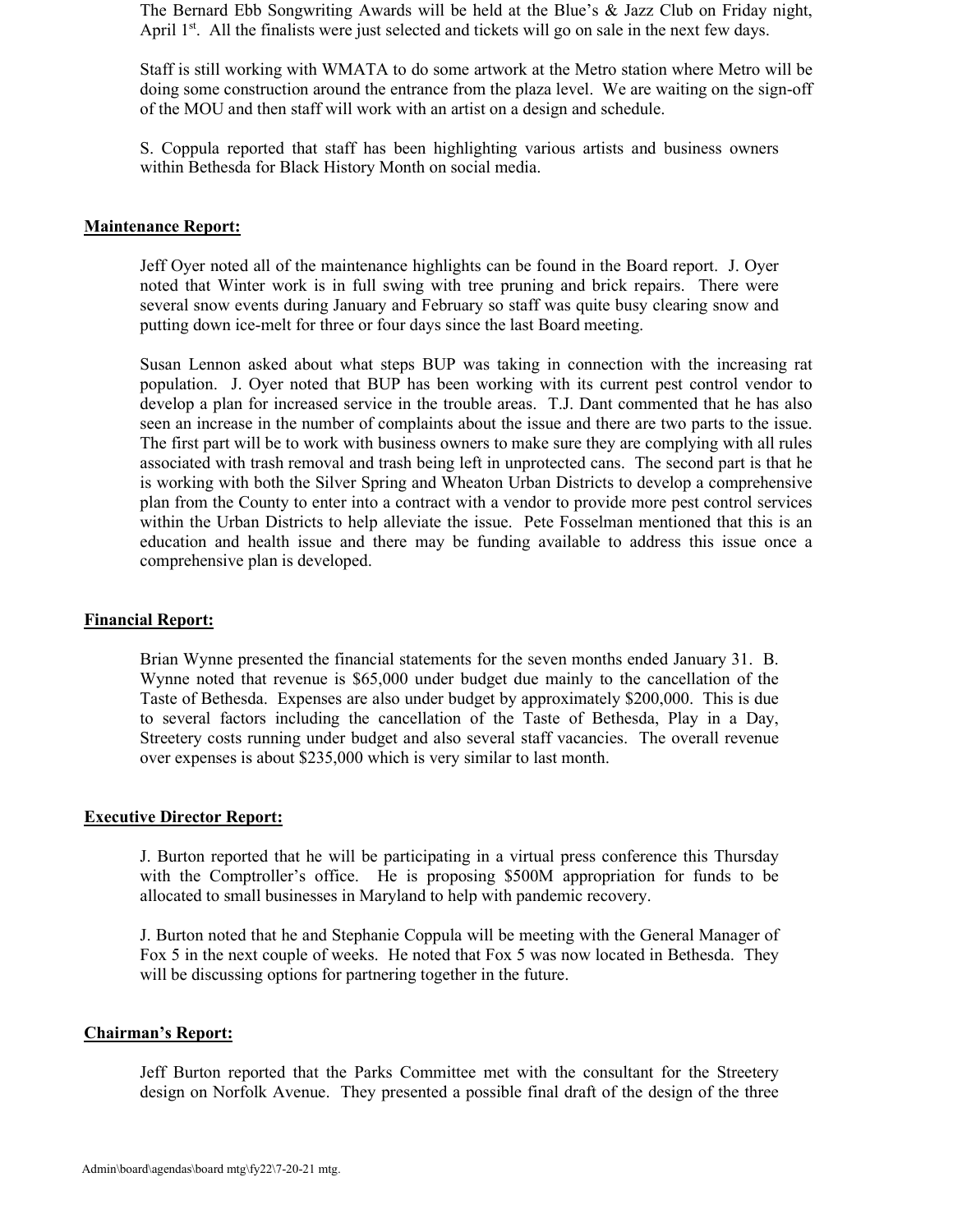The Bernard Ebb Songwriting Awards will be held at the Blue's & Jazz Club on Friday night, April 1st. All the finalists were just selected and tickets will go on sale in the next few days.

Staff is still working with WMATA to do some artwork at the Metro station where Metro will be doing some construction around the entrance from the plaza level. We are waiting on the sign-off of the MOU and then staff will work with an artist on a design and schedule.

S. Coppula reported that staff has been highlighting various artists and business owners within Bethesda for Black History Month on social media.

**Maintenance Report:**

Jeff Oyer noted all of the maintenance highlights can be found in the Board report. J. Oyer noted that Winter work is in full swing with tree pruning and brick repairs. There were several snow events during January and February so staff was quite busy clearing snow and putting down ice-melt for three or four days since the last Board meeting.

Susan Lennon asked about what steps BUP was taking in connection with the increasing rat population. J. Oyer noted that BUP has been working with its current pest control vendor to develop a plan for increased service in the trouble areas. T.J. Dant commented that he has also seen an increase in the number of complaints about the issue and there are two parts to the issue. The first part will be to work with business owners to make sure they are complying with all rules associated with trash removal and trash being left in unprotected cans. The second part is that he is working with both the Silver Spring and Wheaton Urban Districts to develop a comprehensive plan from the County to enter into a contract with a vendor to provide more pest control services within the Urban Districts to help alleviate the issue. Pete Fosselman mentioned that this is an education and health issue and there may be funding available to address this issue once a comprehensive plan is developed.

**Financial Report:**

Brian Wynne presented the financial statements for the seven months ended January 31. B. Wynne noted that revenue is $65,000 under budget due mainly to the cancellation of the Taste of Bethesda. Expenses are also under budget by approximately $200,000. This is due to several factors including the cancellation of the Taste of Bethesda, Play in a Day, Streetery costs running under budget and also several staff vacancies. The overall revenue over expenses is about $235,000 which is very similar to last month.

**Executive Director Report:**

J. Burton reported that he will be participating in a virtual press conference this Thursday with the Comptroller's office. He is proposing $500M appropriation for funds to be allocated to small businesses in Maryland to help with pandemic recovery.

J. Burton noted that he and Stephanie Coppula will be meeting with the General Manager of Fox 5 in the next couple of weeks. He noted that Fox 5 was now located in Bethesda. They will be discussing options for partnering together in the future.

**Chairman's Report:**

Jeff Burton reported that the Parks Committee met with the consultant for the Streetery design on Norfolk Avenue. They presented a possible final draft of the design of the three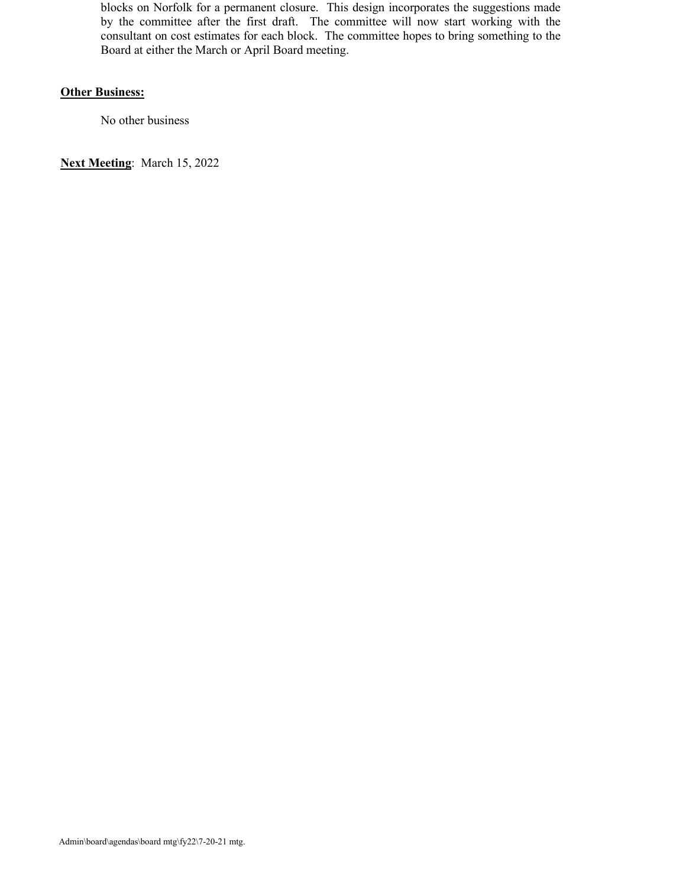blocks on Norfolk for a permanent closure. This design incorporates the suggestions made by the committee after the first draft. The committee will now start working with the consultant on cost estimates for each block. The committee hopes to bring something to the Board at either the March or April Board meeting.

**Other Business:**

No other business

**Next Meeting**: March 15, 2022